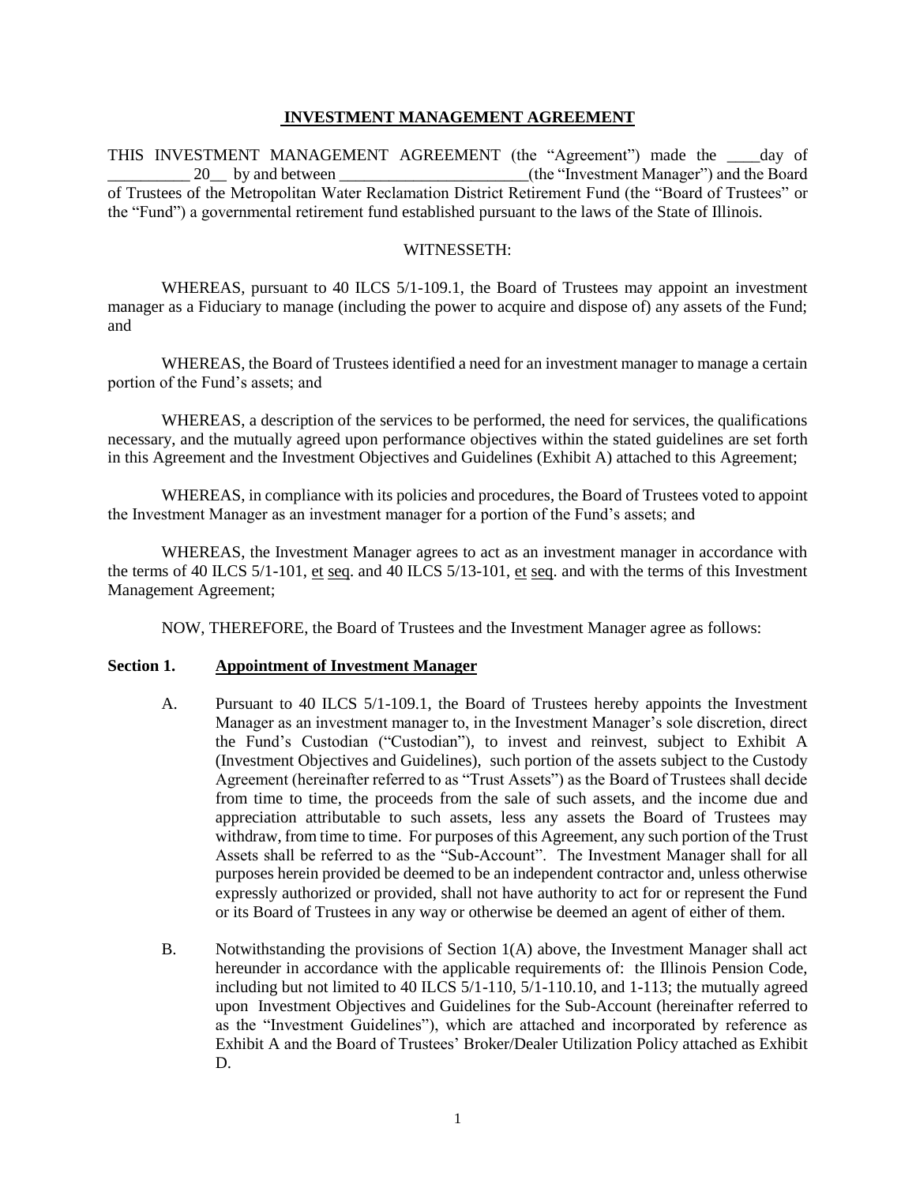# INVESTMENT MANAGEMENT AGREEMENT

THIS INVESTMENT MANAGEMENT AGREEMENT (the "Agreement") made the ____day of __________ 20__ by and between _______________________(the "Investment Manager") and the Board of Trustees of the Metropolitan Water Reclamation District Retirement Fund (the "Board of Trustees" or the "Fund") a governmental retirement fund established pursuant to the laws of the State of Illinois.

WITNESSETH:

WHEREAS, pursuant to 40 ILCS 5/1-109.1, the Board of Trustees may appoint an investment manager as a Fiduciary to manage (including the power to acquire and dispose of) any assets of the Fund; and

WHEREAS, the Board of Trustees identified a need for an investment manager to manage a certain portion of the Fund's assets; and

WHEREAS, a description of the services to be performed, the need for services, the qualifications necessary, and the mutually agreed upon performance objectives within the stated guidelines are set forth in this Agreement and the Investment Objectives and Guidelines (Exhibit A) attached to this Agreement;

WHEREAS, in compliance with its policies and procedures, the Board of Trustees voted to appoint the Investment Manager as an investment manager for a portion of the Fund's assets; and

WHEREAS, the Investment Manager agrees to act as an investment manager in accordance with the terms of 40 ILCS 5/1-101, et seq. and 40 ILCS 5/13-101, et seq. and with the terms of this Investment Management Agreement;

NOW, THEREFORE, the Board of Trustees and the Investment Manager agree as follows:

## Section 1. Appointment of Investment Manager

A. Pursuant to 40 ILCS 5/1-109.1, the Board of Trustees hereby appoints the Investment Manager as an investment manager to, in the Investment Manager's sole discretion, direct the Fund's Custodian ("Custodian"), to invest and reinvest, subject to Exhibit A (Investment Objectives and Guidelines), such portion of the assets subject to the Custody Agreement (hereinafter referred to as "Trust Assets") as the Board of Trustees shall decide from time to time, the proceeds from the sale of such assets, and the income due and appreciation attributable to such assets, less any assets the Board of Trustees may withdraw, from time to time. For purposes of this Agreement, any such portion of the Trust Assets shall be referred to as the "Sub-Account". The Investment Manager shall for all purposes herein provided be deemed to be an independent contractor and, unless otherwise expressly authorized or provided, shall not have authority to act for or represent the Fund or its Board of Trustees in any way or otherwise be deemed an agent of either of them.

B. Notwithstanding the provisions of Section 1(A) above, the Investment Manager shall act hereunder in accordance with the applicable requirements of: the Illinois Pension Code, including but not limited to 40 ILCS 5/1-110, 5/1-110.10, and 1-113; the mutually agreed upon Investment Objectives and Guidelines for the Sub-Account (hereinafter referred to as the "Investment Guidelines"), which are attached and incorporated by reference as Exhibit A and the Board of Trustees' Broker/Dealer Utilization Policy attached as Exhibit D.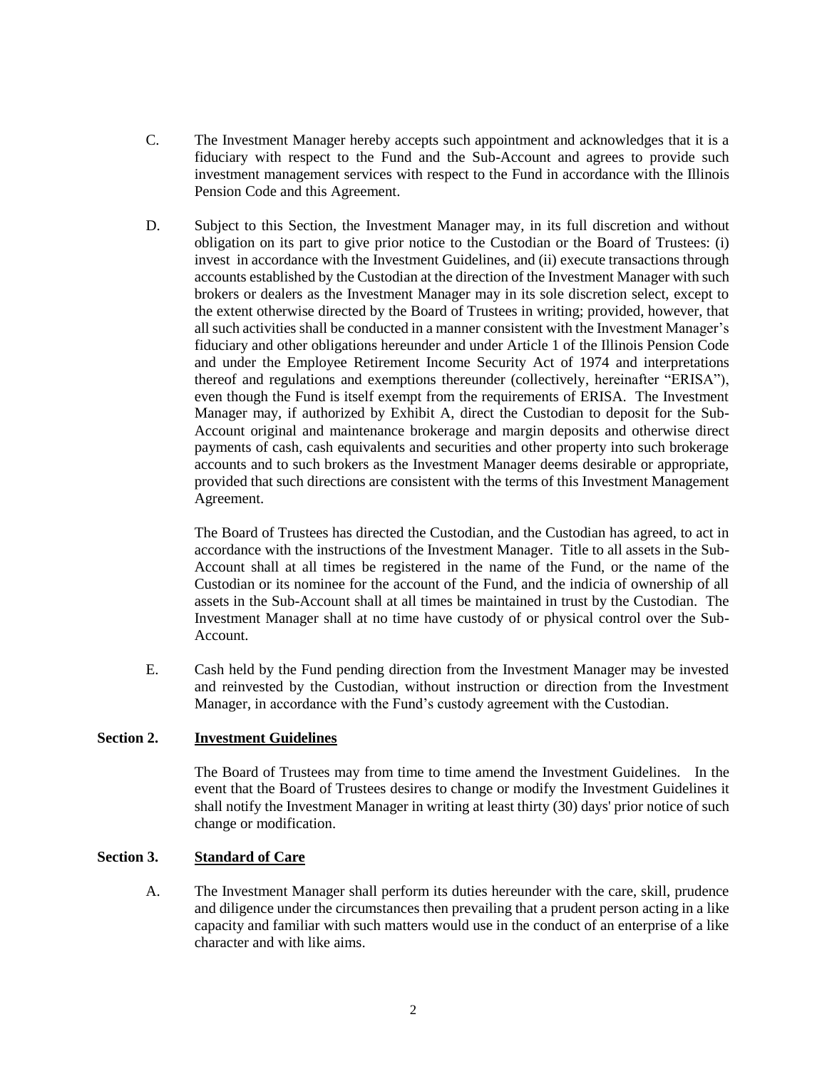C. The Investment Manager hereby accepts such appointment and acknowledges that it is a fiduciary with respect to the Fund and the Sub-Account and agrees to provide such investment management services with respect to the Fund in accordance with the Illinois Pension Code and this Agreement.

D. Subject to this Section, the Investment Manager may, in its full discretion and without obligation on its part to give prior notice to the Custodian or the Board of Trustees: (i) invest in accordance with the Investment Guidelines, and (ii) execute transactions through accounts established by the Custodian at the direction of the Investment Manager with such brokers or dealers as the Investment Manager may in its sole discretion select, except to the extent otherwise directed by the Board of Trustees in writing; provided, however, that all such activities shall be conducted in a manner consistent with the Investment Manager's fiduciary and other obligations hereunder and under Article 1 of the Illinois Pension Code and under the Employee Retirement Income Security Act of 1974 and interpretations thereof and regulations and exemptions thereunder (collectively, hereinafter "ERISA"), even though the Fund is itself exempt from the requirements of ERISA. The Investment Manager may, if authorized by Exhibit A, direct the Custodian to deposit for the Sub-Account original and maintenance brokerage and margin deposits and otherwise direct payments of cash, cash equivalents and securities and other property into such brokerage accounts and to such brokers as the Investment Manager deems desirable or appropriate, provided that such directions are consistent with the terms of this Investment Management Agreement.

The Board of Trustees has directed the Custodian, and the Custodian has agreed, to act in accordance with the instructions of the Investment Manager. Title to all assets in the Sub-Account shall at all times be registered in the name of the Fund, or the name of the Custodian or its nominee for the account of the Fund, and the indicia of ownership of all assets in the Sub-Account shall at all times be maintained in trust by the Custodian. The Investment Manager shall at no time have custody of or physical control over the Sub-Account.

E. Cash held by the Fund pending direction from the Investment Manager may be invested and reinvested by the Custodian, without instruction or direction from the Investment Manager, in accordance with the Fund's custody agreement with the Custodian.

## Section 2. Investment Guidelines

The Board of Trustees may from time to time amend the Investment Guidelines. In the event that the Board of Trustees desires to change or modify the Investment Guidelines it shall notify the Investment Manager in writing at least thirty (30) days' prior notice of such change or modification.

## Section 3. Standard of Care

A. The Investment Manager shall perform its duties hereunder with the care, skill, prudence and diligence under the circumstances then prevailing that a prudent person acting in a like capacity and familiar with such matters would use in the conduct of an enterprise of a like character and with like aims.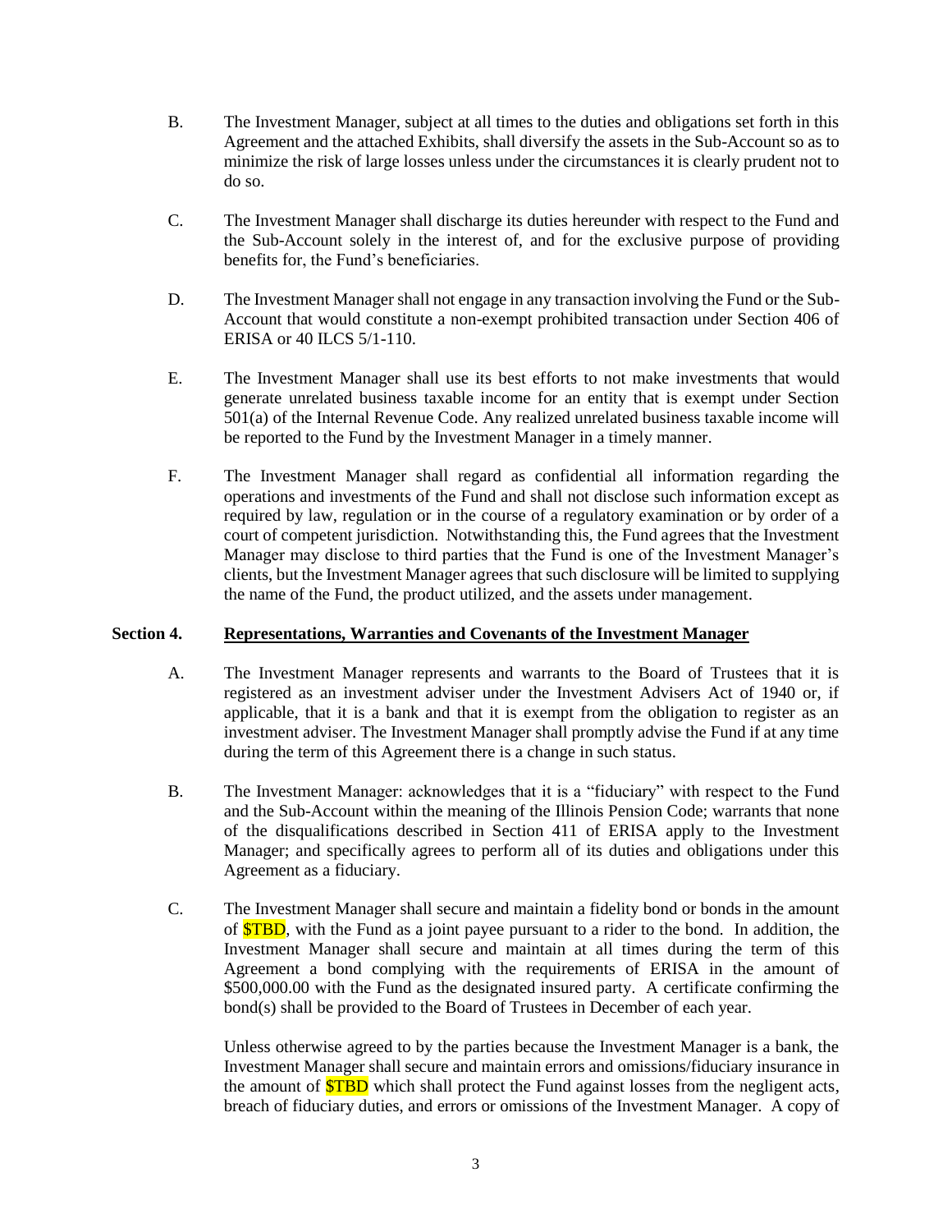B. The Investment Manager, subject at all times to the duties and obligations set forth in this Agreement and the attached Exhibits, shall diversify the assets in the Sub-Account so as to minimize the risk of large losses unless under the circumstances it is clearly prudent not to do so.

C. The Investment Manager shall discharge its duties hereunder with respect to the Fund and the Sub-Account solely in the interest of, and for the exclusive purpose of providing benefits for, the Fund's beneficiaries.

D. The Investment Manager shall not engage in any transaction involving the Fund or the Sub-Account that would constitute a non-exempt prohibited transaction under Section 406 of ERISA or 40 ILCS 5/1-110.

E. The Investment Manager shall use its best efforts to not make investments that would generate unrelated business taxable income for an entity that is exempt under Section 501(a) of the Internal Revenue Code. Any realized unrelated business taxable income will be reported to the Fund by the Investment Manager in a timely manner.

F. The Investment Manager shall regard as confidential all information regarding the operations and investments of the Fund and shall not disclose such information except as required by law, regulation or in the course of a regulatory examination or by order of a court of competent jurisdiction. Notwithstanding this, the Fund agrees that the Investment Manager may disclose to third parties that the Fund is one of the Investment Manager's clients, but the Investment Manager agrees that such disclosure will be limited to supplying the name of the Fund, the product utilized, and the assets under management.

### Section 4. <u>Representations, Warranties and Covenants of the Investment Manager</u>

A. The Investment Manager represents and warrants to the Board of Trustees that it is registered as an investment adviser under the Investment Advisers Act of 1940 or, if applicable, that it is a bank and that it is exempt from the obligation to register as an investment adviser. The Investment Manager shall promptly advise the Fund if at any time during the term of this Agreement there is a change in such status.

B. The Investment Manager: acknowledges that it is a "fiduciary" with respect to the Fund and the Sub-Account within the meaning of the Illinois Pension Code; warrants that none of the disqualifications described in Section 411 of ERISA apply to the Investment Manager; and specifically agrees to perform all of its duties and obligations under this Agreement as a fiduciary.

C. The Investment Manager shall secure and maintain a fidelity bond or bonds in the amount of $TBD, with the Fund as a joint payee pursuant to a rider to the bond. In addition, the Investment Manager shall secure and maintain at all times during the term of this Agreement a bond complying with the requirements of ERISA in the amount of $500,000.00 with the Fund as the designated insured party. A certificate confirming the bond(s) shall be provided to the Board of Trustees in December of each year.

Unless otherwise agreed to by the parties because the Investment Manager is a bank, the Investment Manager shall secure and maintain errors and omissions/fiduciary insurance in the amount of $TBD which shall protect the Fund against losses from the negligent acts, breach of fiduciary duties, and errors or omissions of the Investment Manager. A copy of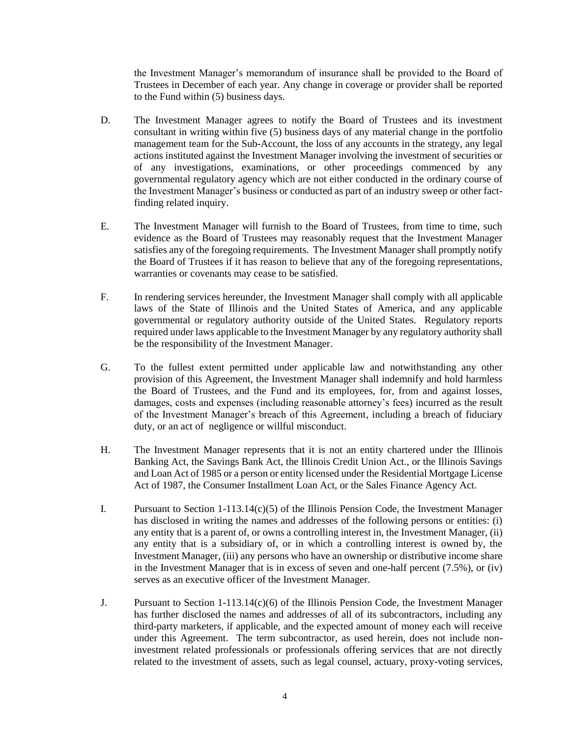the Investment Manager's memorandum of insurance shall be provided to the Board of Trustees in December of each year. Any change in coverage or provider shall be reported to the Fund within (5) business days.

D. The Investment Manager agrees to notify the Board of Trustees and its investment consultant in writing within five (5) business days of any material change in the portfolio management team for the Sub-Account, the loss of any accounts in the strategy, any legal actions instituted against the Investment Manager involving the investment of securities or of any investigations, examinations, or other proceedings commenced by any governmental regulatory agency which are not either conducted in the ordinary course of the Investment Manager's business or conducted as part of an industry sweep or other fact-finding related inquiry.

E. The Investment Manager will furnish to the Board of Trustees, from time to time, such evidence as the Board of Trustees may reasonably request that the Investment Manager satisfies any of the foregoing requirements. The Investment Manager shall promptly notify the Board of Trustees if it has reason to believe that any of the foregoing representations, warranties or covenants may cease to be satisfied.

F. In rendering services hereunder, the Investment Manager shall comply with all applicable laws of the State of Illinois and the United States of America, and any applicable governmental or regulatory authority outside of the United States. Regulatory reports required under laws applicable to the Investment Manager by any regulatory authority shall be the responsibility of the Investment Manager.

G. To the fullest extent permitted under applicable law and notwithstanding any other provision of this Agreement, the Investment Manager shall indemnify and hold harmless the Board of Trustees, and the Fund and its employees, for, from and against losses, damages, costs and expenses (including reasonable attorney's fees) incurred as the result of the Investment Manager's breach of this Agreement, including a breach of fiduciary duty, or an act of negligence or willful misconduct.

H. The Investment Manager represents that it is not an entity chartered under the Illinois Banking Act, the Savings Bank Act, the Illinois Credit Union Act., or the Illinois Savings and Loan Act of 1985 or a person or entity licensed under the Residential Mortgage License Act of 1987, the Consumer Installment Loan Act, or the Sales Finance Agency Act.

I. Pursuant to Section 1-113.14(c)(5) of the Illinois Pension Code, the Investment Manager has disclosed in writing the names and addresses of the following persons or entities: (i) any entity that is a parent of, or owns a controlling interest in, the Investment Manager, (ii) any entity that is a subsidiary of, or in which a controlling interest is owned by, the Investment Manager, (iii) any persons who have an ownership or distributive income share in the Investment Manager that is in excess of seven and one-half percent (7.5%), or (iv) serves as an executive officer of the Investment Manager.

J. Pursuant to Section 1-113.14(c)(6) of the Illinois Pension Code, the Investment Manager has further disclosed the names and addresses of all of its subcontractors, including any third-party marketers, if applicable, and the expected amount of money each will receive under this Agreement. The term subcontractor, as used herein, does not include non-investment related professionals or professionals offering services that are not directly related to the investment of assets, such as legal counsel, actuary, proxy-voting services,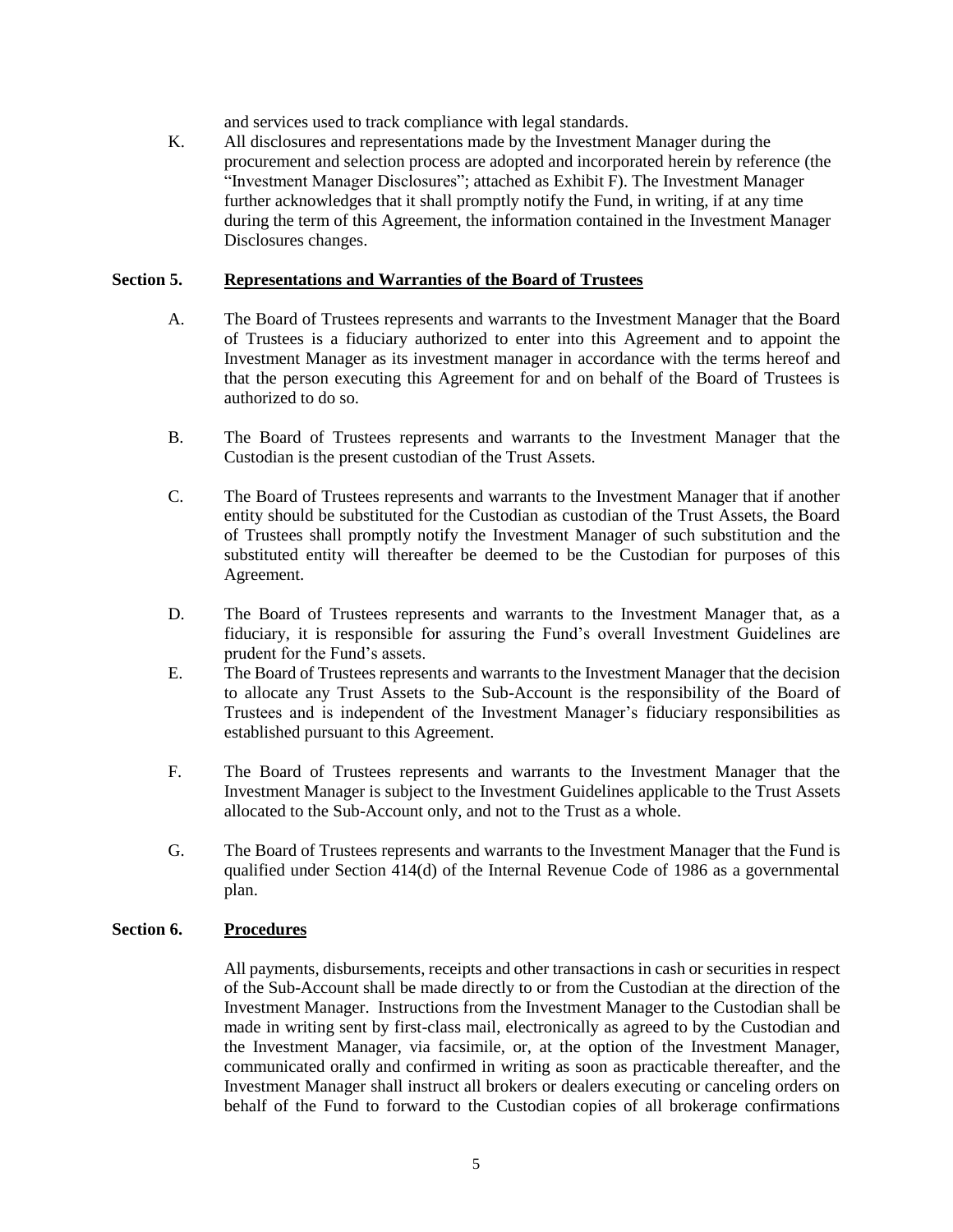and services used to track compliance with legal standards.

K. All disclosures and representations made by the Investment Manager during the procurement and selection process are adopted and incorporated herein by reference (the "Investment Manager Disclosures"; attached as Exhibit F). The Investment Manager further acknowledges that it shall promptly notify the Fund, in writing, if at any time during the term of this Agreement, the information contained in the Investment Manager Disclosures changes.

## Section 5. Representations and Warranties of the Board of Trustees

A. The Board of Trustees represents and warrants to the Investment Manager that the Board of Trustees is a fiduciary authorized to enter into this Agreement and to appoint the Investment Manager as its investment manager in accordance with the terms hereof and that the person executing this Agreement for and on behalf of the Board of Trustees is authorized to do so.

B. The Board of Trustees represents and warrants to the Investment Manager that the Custodian is the present custodian of the Trust Assets.

C. The Board of Trustees represents and warrants to the Investment Manager that if another entity should be substituted for the Custodian as custodian of the Trust Assets, the Board of Trustees shall promptly notify the Investment Manager of such substitution and the substituted entity will thereafter be deemed to be the Custodian for purposes of this Agreement.

D. The Board of Trustees represents and warrants to the Investment Manager that, as a fiduciary, it is responsible for assuring the Fund's overall Investment Guidelines are prudent for the Fund's assets.

E. The Board of Trustees represents and warrants to the Investment Manager that the decision to allocate any Trust Assets to the Sub-Account is the responsibility of the Board of Trustees and is independent of the Investment Manager's fiduciary responsibilities as established pursuant to this Agreement.

F. The Board of Trustees represents and warrants to the Investment Manager that the Investment Manager is subject to the Investment Guidelines applicable to the Trust Assets allocated to the Sub-Account only, and not to the Trust as a whole.

G. The Board of Trustees represents and warrants to the Investment Manager that the Fund is qualified under Section 414(d) of the Internal Revenue Code of 1986 as a governmental plan.

## Section 6. Procedures

All payments, disbursements, receipts and other transactions in cash or securities in respect of the Sub-Account shall be made directly to or from the Custodian at the direction of the Investment Manager. Instructions from the Investment Manager to the Custodian shall be made in writing sent by first-class mail, electronically as agreed to by the Custodian and the Investment Manager, via facsimile, or, at the option of the Investment Manager, communicated orally and confirmed in writing as soon as practicable thereafter, and the Investment Manager shall instruct all brokers or dealers executing or canceling orders on behalf of the Fund to forward to the Custodian copies of all brokerage confirmations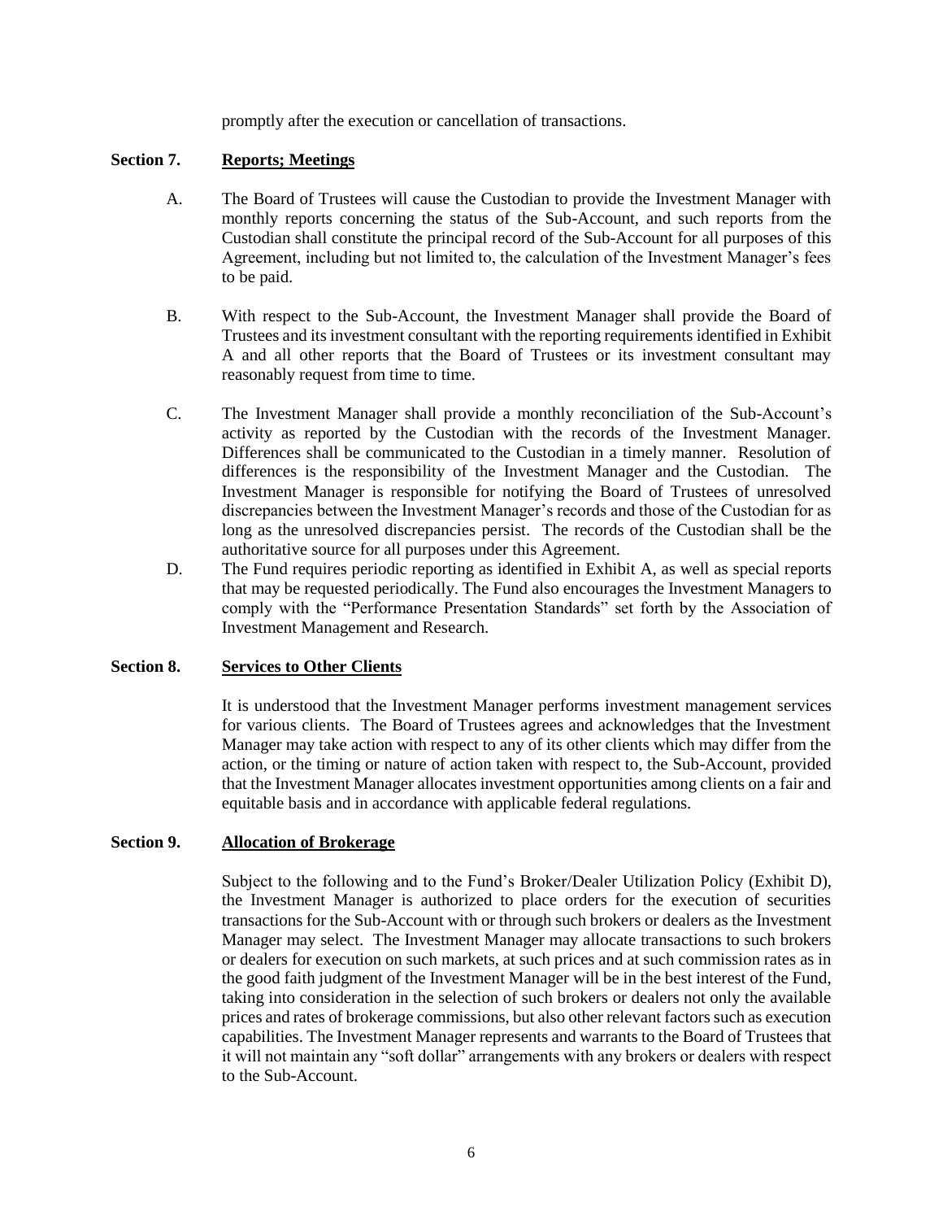promptly after the execution or cancellation of transactions.

**Section 7. Reports; Meetings**

A. The Board of Trustees will cause the Custodian to provide the Investment Manager with monthly reports concerning the status of the Sub-Account, and such reports from the Custodian shall constitute the principal record of the Sub-Account for all purposes of this Agreement, including but not limited to, the calculation of the Investment Manager's fees to be paid.

B. With respect to the Sub-Account, the Investment Manager shall provide the Board of Trustees and its investment consultant with the reporting requirements identified in Exhibit A and all other reports that the Board of Trustees or its investment consultant may reasonably request from time to time.

C. The Investment Manager shall provide a monthly reconciliation of the Sub-Account's activity as reported by the Custodian with the records of the Investment Manager. Differences shall be communicated to the Custodian in a timely manner. Resolution of differences is the responsibility of the Investment Manager and the Custodian. The Investment Manager is responsible for notifying the Board of Trustees of unresolved discrepancies between the Investment Manager's records and those of the Custodian for as long as the unresolved discrepancies persist. The records of the Custodian shall be the authoritative source for all purposes under this Agreement.

D. The Fund requires periodic reporting as identified in Exhibit A, as well as special reports that may be requested periodically. The Fund also encourages the Investment Managers to comply with the "Performance Presentation Standards" set forth by the Association of Investment Management and Research.

**Section 8. Services to Other Clients**

It is understood that the Investment Manager performs investment management services for various clients. The Board of Trustees agrees and acknowledges that the Investment Manager may take action with respect to any of its other clients which may differ from the action, or the timing or nature of action taken with respect to, the Sub-Account, provided that the Investment Manager allocates investment opportunities among clients on a fair and equitable basis and in accordance with applicable federal regulations.

**Section 9. Allocation of Brokerage**

Subject to the following and to the Fund's Broker/Dealer Utilization Policy (Exhibit D), the Investment Manager is authorized to place orders for the execution of securities transactions for the Sub-Account with or through such brokers or dealers as the Investment Manager may select. The Investment Manager may allocate transactions to such brokers or dealers for execution on such markets, at such prices and at such commission rates as in the good faith judgment of the Investment Manager will be in the best interest of the Fund, taking into consideration in the selection of such brokers or dealers not only the available prices and rates of brokerage commissions, but also other relevant factors such as execution capabilities. The Investment Manager represents and warrants to the Board of Trustees that it will not maintain any "soft dollar" arrangements with any brokers or dealers with respect to the Sub-Account.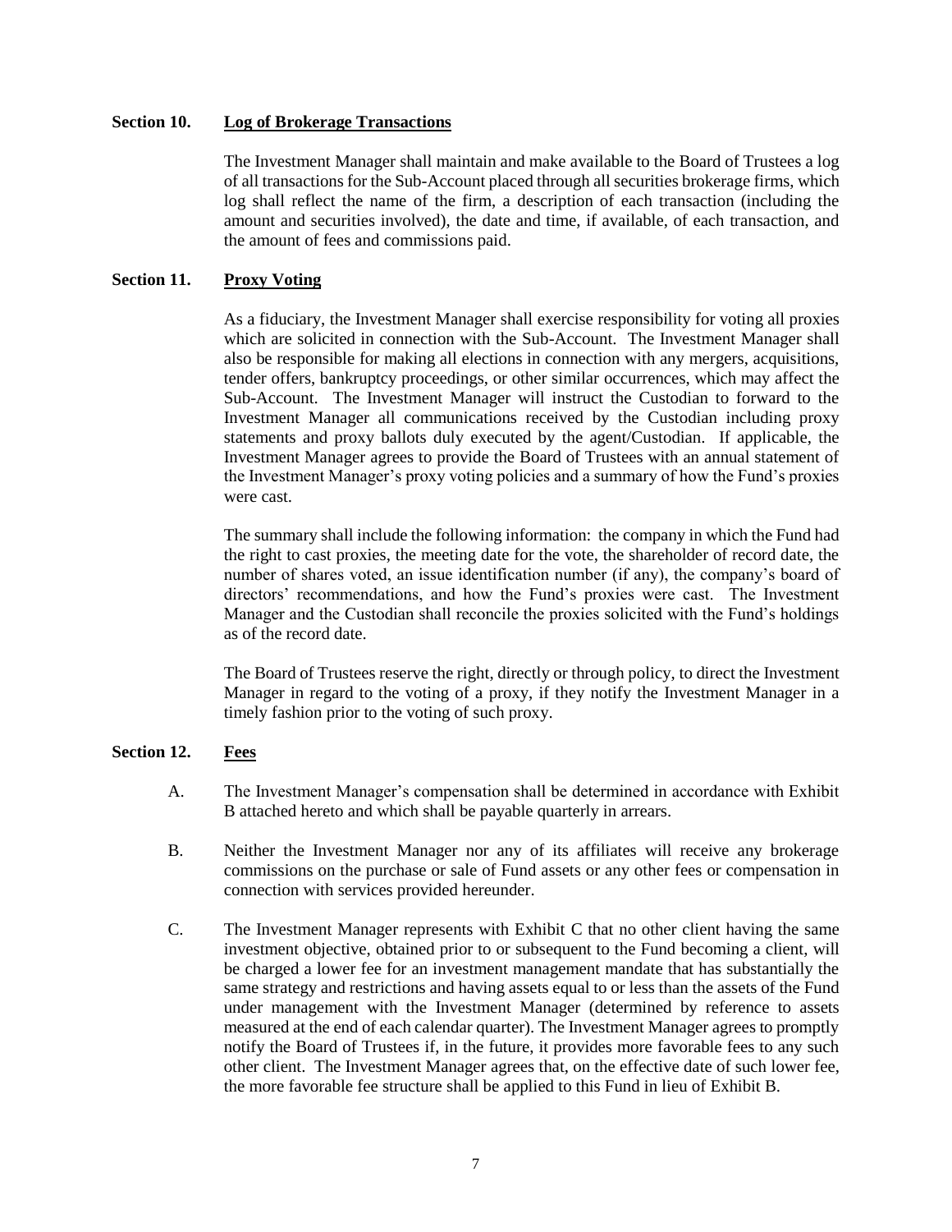**Section 10. Log of Brokerage Transactions**

The Investment Manager shall maintain and make available to the Board of Trustees a log of all transactions for the Sub-Account placed through all securities brokerage firms, which log shall reflect the name of the firm, a description of each transaction (including the amount and securities involved), the date and time, if available, of each transaction, and the amount of fees and commissions paid.

**Section 11. Proxy Voting**

As a fiduciary, the Investment Manager shall exercise responsibility for voting all proxies which are solicited in connection with the Sub-Account. The Investment Manager shall also be responsible for making all elections in connection with any mergers, acquisitions, tender offers, bankruptcy proceedings, or other similar occurrences, which may affect the Sub-Account. The Investment Manager will instruct the Custodian to forward to the Investment Manager all communications received by the Custodian including proxy statements and proxy ballots duly executed by the agent/Custodian. If applicable, the Investment Manager agrees to provide the Board of Trustees with an annual statement of the Investment Manager's proxy voting policies and a summary of how the Fund's proxies were cast.

The summary shall include the following information: the company in which the Fund had the right to cast proxies, the meeting date for the vote, the shareholder of record date, the number of shares voted, an issue identification number (if any), the company's board of directors' recommendations, and how the Fund's proxies were cast. The Investment Manager and the Custodian shall reconcile the proxies solicited with the Fund's holdings as of the record date.

The Board of Trustees reserve the right, directly or through policy, to direct the Investment Manager in regard to the voting of a proxy, if they notify the Investment Manager in a timely fashion prior to the voting of such proxy.

**Section 12. Fees**

A. The Investment Manager's compensation shall be determined in accordance with Exhibit B attached hereto and which shall be payable quarterly in arrears.

B. Neither the Investment Manager nor any of its affiliates will receive any brokerage commissions on the purchase or sale of Fund assets or any other fees or compensation in connection with services provided hereunder.

C. The Investment Manager represents with Exhibit C that no other client having the same investment objective, obtained prior to or subsequent to the Fund becoming a client, will be charged a lower fee for an investment management mandate that has substantially the same strategy and restrictions and having assets equal to or less than the assets of the Fund under management with the Investment Manager (determined by reference to assets measured at the end of each calendar quarter). The Investment Manager agrees to promptly notify the Board of Trustees if, in the future, it provides more favorable fees to any such other client. The Investment Manager agrees that, on the effective date of such lower fee, the more favorable fee structure shall be applied to this Fund in lieu of Exhibit B.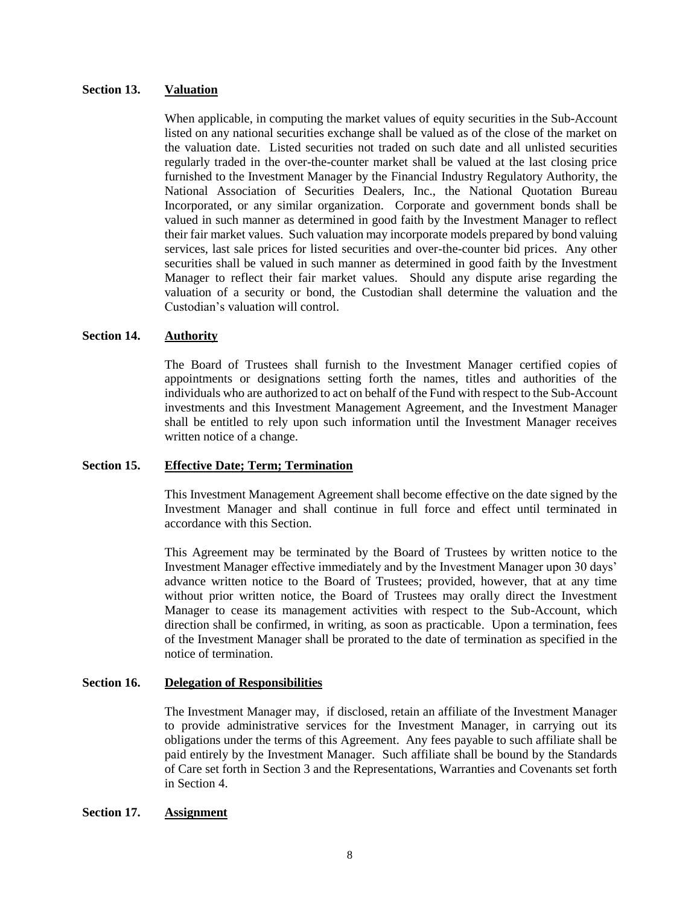**Section 13. Valuation**

When applicable, in computing the market values of equity securities in the Sub-Account listed on any national securities exchange shall be valued as of the close of the market on the valuation date. Listed securities not traded on such date and all unlisted securities regularly traded in the over-the-counter market shall be valued at the last closing price furnished to the Investment Manager by the Financial Industry Regulatory Authority, the National Association of Securities Dealers, Inc., the National Quotation Bureau Incorporated, or any similar organization. Corporate and government bonds shall be valued in such manner as determined in good faith by the Investment Manager to reflect their fair market values. Such valuation may incorporate models prepared by bond valuing services, last sale prices for listed securities and over-the-counter bid prices. Any other securities shall be valued in such manner as determined in good faith by the Investment Manager to reflect their fair market values. Should any dispute arise regarding the valuation of a security or bond, the Custodian shall determine the valuation and the Custodian's valuation will control.

**Section 14. Authority**

The Board of Trustees shall furnish to the Investment Manager certified copies of appointments or designations setting forth the names, titles and authorities of the individuals who are authorized to act on behalf of the Fund with respect to the Sub-Account investments and this Investment Management Agreement, and the Investment Manager shall be entitled to rely upon such information until the Investment Manager receives written notice of a change.

**Section 15. Effective Date; Term; Termination**

This Investment Management Agreement shall become effective on the date signed by the Investment Manager and shall continue in full force and effect until terminated in accordance with this Section.

This Agreement may be terminated by the Board of Trustees by written notice to the Investment Manager effective immediately and by the Investment Manager upon 30 days' advance written notice to the Board of Trustees; provided, however, that at any time without prior written notice, the Board of Trustees may orally direct the Investment Manager to cease its management activities with respect to the Sub-Account, which direction shall be confirmed, in writing, as soon as practicable. Upon a termination, fees of the Investment Manager shall be prorated to the date of termination as specified in the notice of termination.

**Section 16. Delegation of Responsibilities**

The Investment Manager may, if disclosed, retain an affiliate of the Investment Manager to provide administrative services for the Investment Manager, in carrying out its obligations under the terms of this Agreement. Any fees payable to such affiliate shall be paid entirely by the Investment Manager. Such affiliate shall be bound by the Standards of Care set forth in Section 3 and the Representations, Warranties and Covenants set forth in Section 4.

**Section 17. Assignment**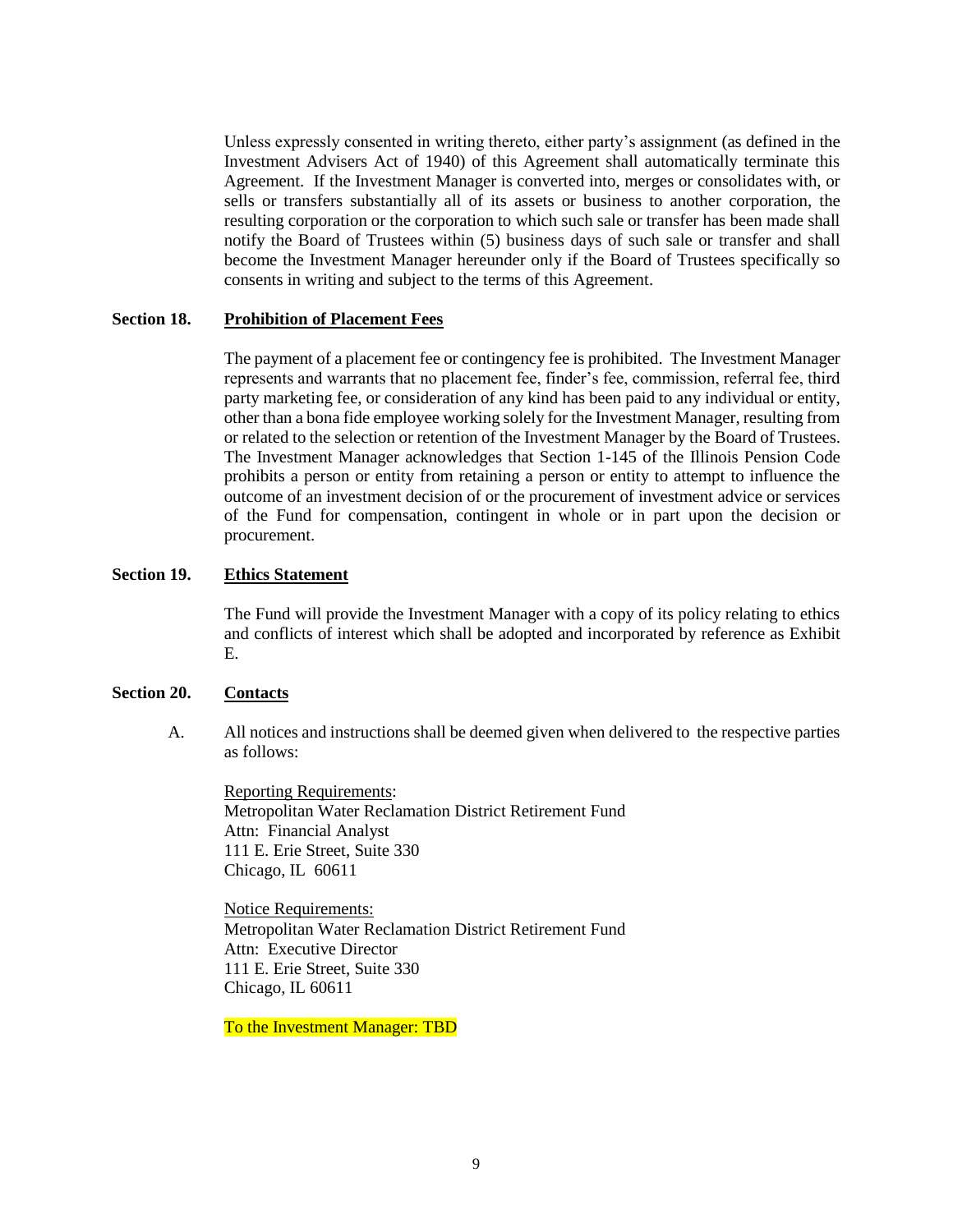Unless expressly consented in writing thereto, either party's assignment (as defined in the Investment Advisers Act of 1940) of this Agreement shall automatically terminate this Agreement. If the Investment Manager is converted into, merges or consolidates with, or sells or transfers substantially all of its assets or business to another corporation, the resulting corporation or the corporation to which such sale or transfer has been made shall notify the Board of Trustees within (5) business days of such sale or transfer and shall become the Investment Manager hereunder only if the Board of Trustees specifically so consents in writing and subject to the terms of this Agreement.

**Section 18. Prohibition of Placement Fees**

The payment of a placement fee or contingency fee is prohibited. The Investment Manager represents and warrants that no placement fee, finder's fee, commission, referral fee, third party marketing fee, or consideration of any kind has been paid to any individual or entity, other than a bona fide employee working solely for the Investment Manager, resulting from or related to the selection or retention of the Investment Manager by the Board of Trustees. The Investment Manager acknowledges that Section 1-145 of the Illinois Pension Code prohibits a person or entity from retaining a person or entity to attempt to influence the outcome of an investment decision of or the procurement of investment advice or services of the Fund for compensation, contingent in whole or in part upon the decision or procurement.

**Section 19. Ethics Statement**

The Fund will provide the Investment Manager with a copy of its policy relating to ethics and conflicts of interest which shall be adopted and incorporated by reference as Exhibit E.

**Section 20. Contacts**

A. All notices and instructions shall be deemed given when delivered to the respective parties as follows:

Reporting Requirements:
Metropolitan Water Reclamation District Retirement Fund
Attn: Financial Analyst
111 E. Erie Street, Suite 330
Chicago, IL 60611

Notice Requirements:
Metropolitan Water Reclamation District Retirement Fund
Attn: Executive Director
111 E. Erie Street, Suite 330
Chicago, IL 60611

To the Investment Manager: TBD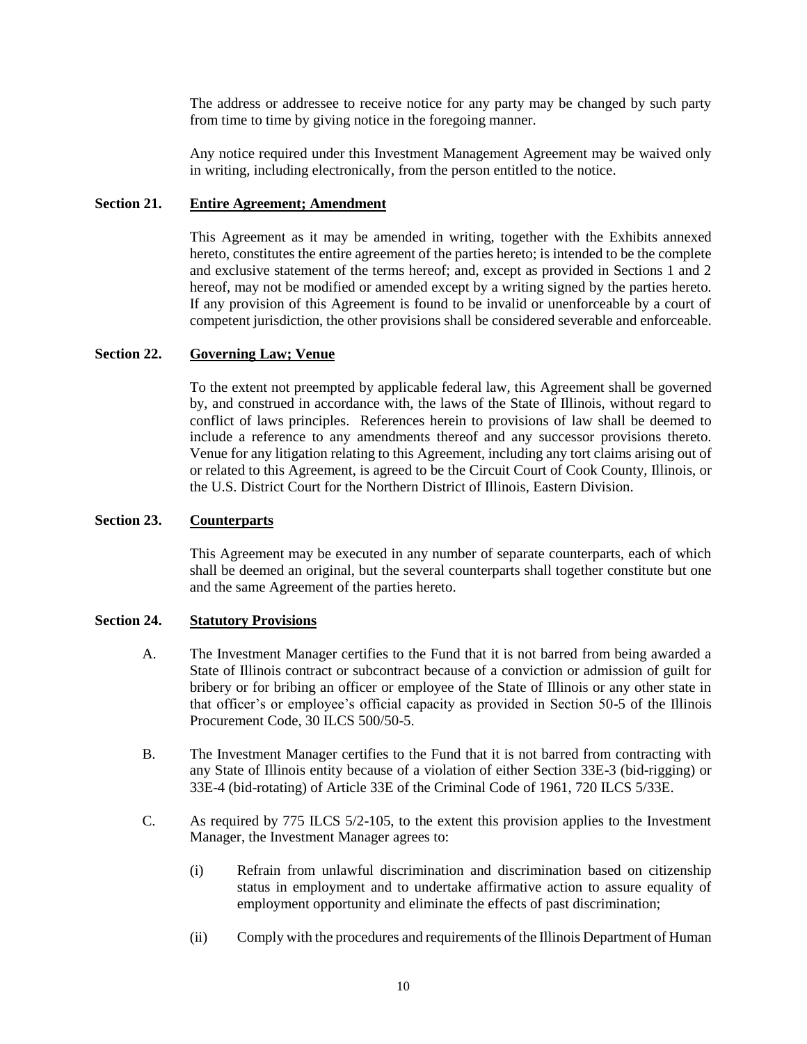The address or addressee to receive notice for any party may be changed by such party from time to time by giving notice in the foregoing manner.

Any notice required under this Investment Management Agreement may be waived only in writing, including electronically, from the person entitled to the notice.

**Section 21. Entire Agreement; Amendment**

This Agreement as it may be amended in writing, together with the Exhibits annexed hereto, constitutes the entire agreement of the parties hereto; is intended to be the complete and exclusive statement of the terms hereof; and, except as provided in Sections 1 and 2 hereof, may not be modified or amended except by a writing signed by the parties hereto. If any provision of this Agreement is found to be invalid or unenforceable by a court of competent jurisdiction, the other provisions shall be considered severable and enforceable.

**Section 22. Governing Law; Venue**

To the extent not preempted by applicable federal law, this Agreement shall be governed by, and construed in accordance with, the laws of the State of Illinois, without regard to conflict of laws principles. References herein to provisions of law shall be deemed to include a reference to any amendments thereof and any successor provisions thereto. Venue for any litigation relating to this Agreement, including any tort claims arising out of or related to this Agreement, is agreed to be the Circuit Court of Cook County, Illinois, or the U.S. District Court for the Northern District of Illinois, Eastern Division.

**Section 23. Counterparts**

This Agreement may be executed in any number of separate counterparts, each of which shall be deemed an original, but the several counterparts shall together constitute but one and the same Agreement of the parties hereto.

**Section 24. Statutory Provisions**

A. The Investment Manager certifies to the Fund that it is not barred from being awarded a State of Illinois contract or subcontract because of a conviction or admission of guilt for bribery or for bribing an officer or employee of the State of Illinois or any other state in that officer's or employee's official capacity as provided in Section 50-5 of the Illinois Procurement Code, 30 ILCS 500/50-5.

B. The Investment Manager certifies to the Fund that it is not barred from contracting with any State of Illinois entity because of a violation of either Section 33E-3 (bid-rigging) or 33E-4 (bid-rotating) of Article 33E of the Criminal Code of 1961, 720 ILCS 5/33E.

C. As required by 775 ILCS 5/2-105, to the extent this provision applies to the Investment Manager, the Investment Manager agrees to:

(i) Refrain from unlawful discrimination and discrimination based on citizenship status in employment and to undertake affirmative action to assure equality of employment opportunity and eliminate the effects of past discrimination;

(ii) Comply with the procedures and requirements of the Illinois Department of Human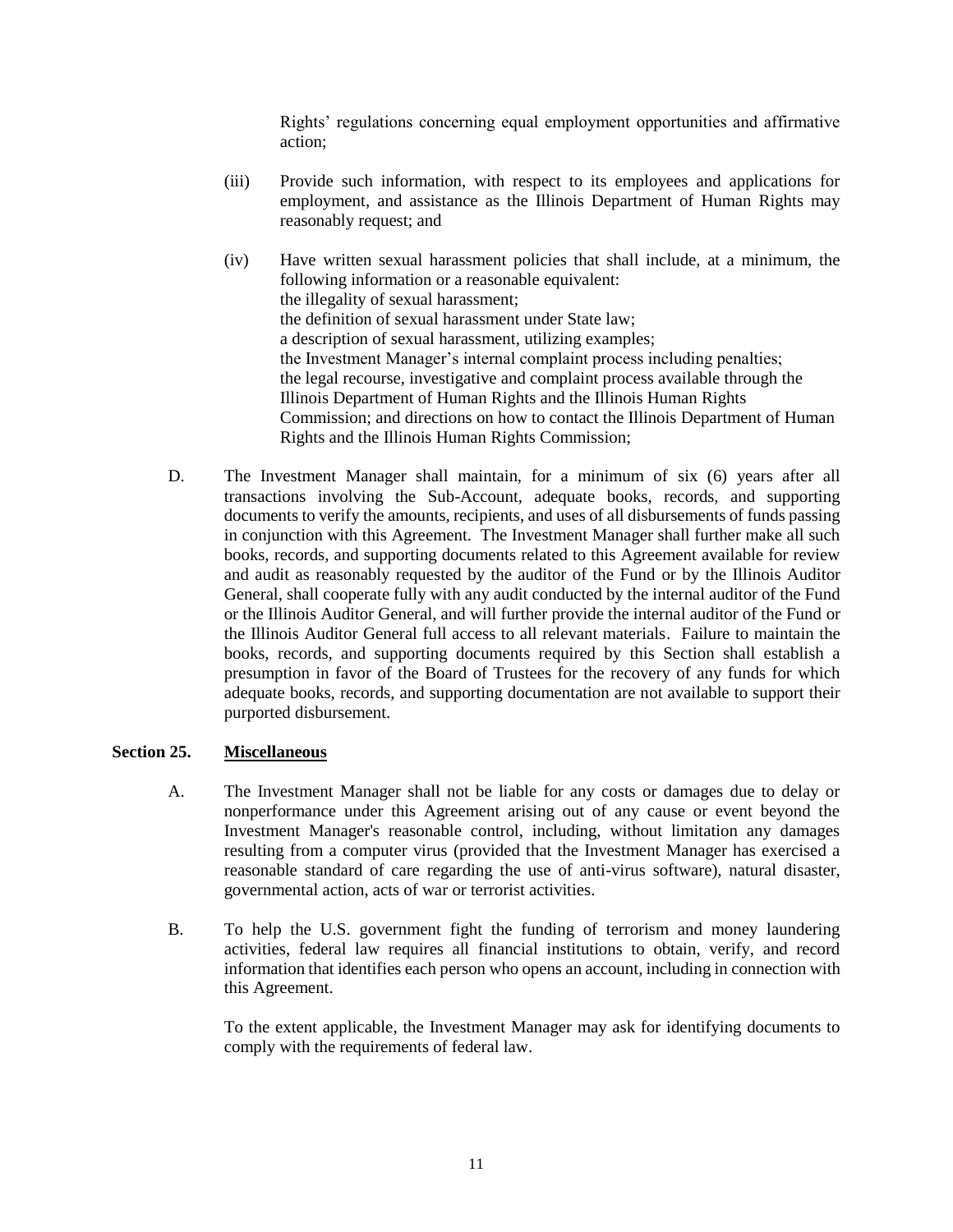Rights' regulations concerning equal employment opportunities and affirmative action;

(iii) Provide such information, with respect to its employees and applications for employment, and assistance as the Illinois Department of Human Rights may reasonably request; and

(iv) Have written sexual harassment policies that shall include, at a minimum, the following information or a reasonable equivalent:
the illegality of sexual harassment;
the definition of sexual harassment under State law;
a description of sexual harassment, utilizing examples;
the Investment Manager's internal complaint process including penalties;
the legal recourse, investigative and complaint process available through the Illinois Department of Human Rights and the Illinois Human Rights Commission; and directions on how to contact the Illinois Department of Human Rights and the Illinois Human Rights Commission;

D. The Investment Manager shall maintain, for a minimum of six (6) years after all transactions involving the Sub-Account, adequate books, records, and supporting documents to verify the amounts, recipients, and uses of all disbursements of funds passing in conjunction with this Agreement. The Investment Manager shall further make all such books, records, and supporting documents related to this Agreement available for review and audit as reasonably requested by the auditor of the Fund or by the Illinois Auditor General, shall cooperate fully with any audit conducted by the internal auditor of the Fund or the Illinois Auditor General, and will further provide the internal auditor of the Fund or the Illinois Auditor General full access to all relevant materials. Failure to maintain the books, records, and supporting documents required by this Section shall establish a presumption in favor of the Board of Trustees for the recovery of any funds for which adequate books, records, and supporting documentation are not available to support their purported disbursement.

**Section 25. <u>Miscellaneous</u>**

A. The Investment Manager shall not be liable for any costs or damages due to delay or nonperformance under this Agreement arising out of any cause or event beyond the Investment Manager's reasonable control, including, without limitation any damages resulting from a computer virus (provided that the Investment Manager has exercised a reasonable standard of care regarding the use of anti-virus software), natural disaster, governmental action, acts of war or terrorist activities.

B. To help the U.S. government fight the funding of terrorism and money laundering activities, federal law requires all financial institutions to obtain, verify, and record information that identifies each person who opens an account, including in connection with this Agreement.

To the extent applicable, the Investment Manager may ask for identifying documents to comply with the requirements of federal law.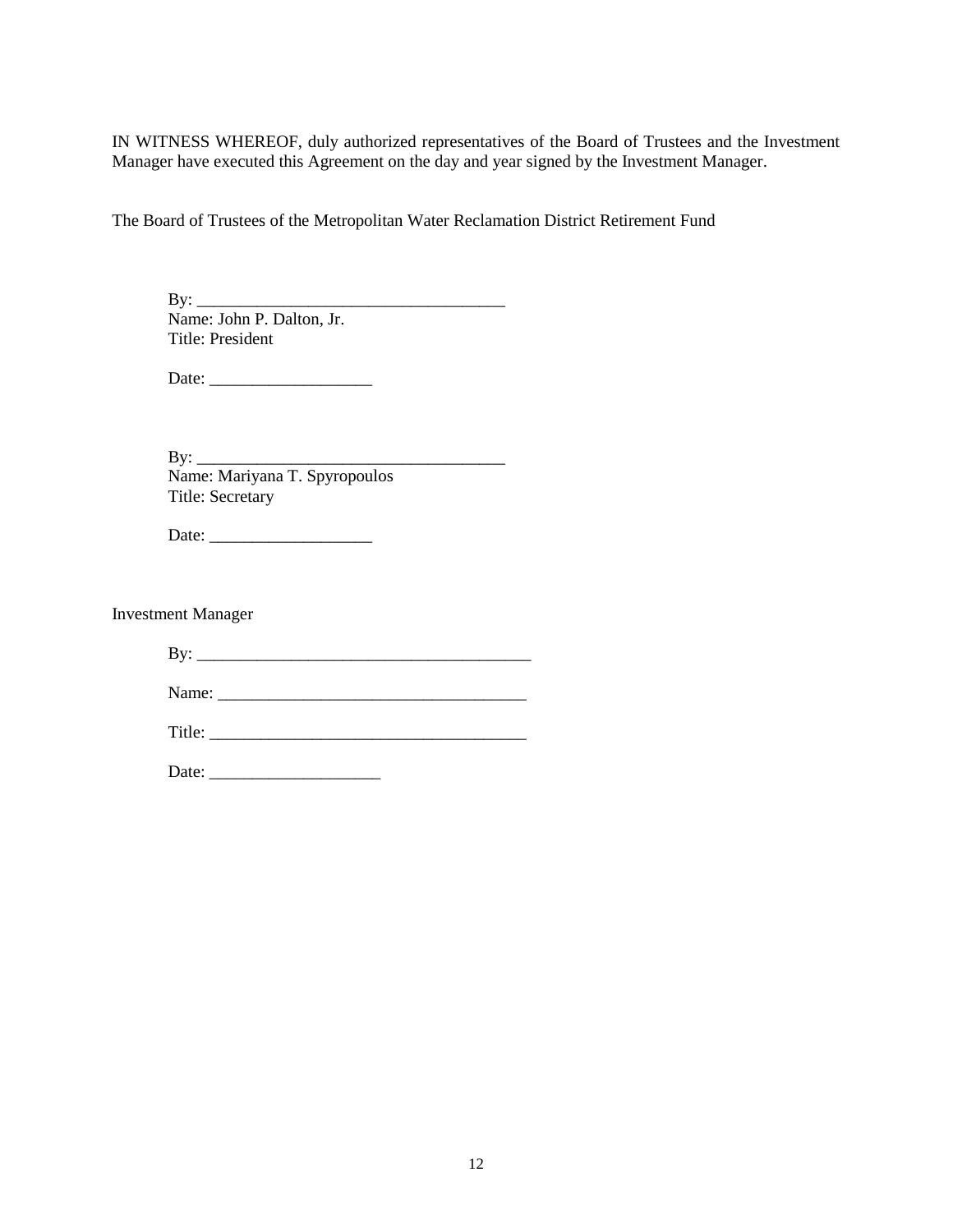IN WITNESS WHEREOF, duly authorized representatives of the Board of Trustees and the Investment Manager have executed this Agreement on the day and year signed by the Investment Manager.

The Board of Trustees of the Metropolitan Water Reclamation District Retirement Fund

By: ____________________________________
Name: John P. Dalton, Jr.
Title: President

Date: ___________________

By: ____________________________________
Name: Mariyana T. Spyropoulos
Title: Secretary

Date: ___________________

Investment Manager

By: _______________________________________

Name: ____________________________________

Title: _____________________________________

Date: ____________________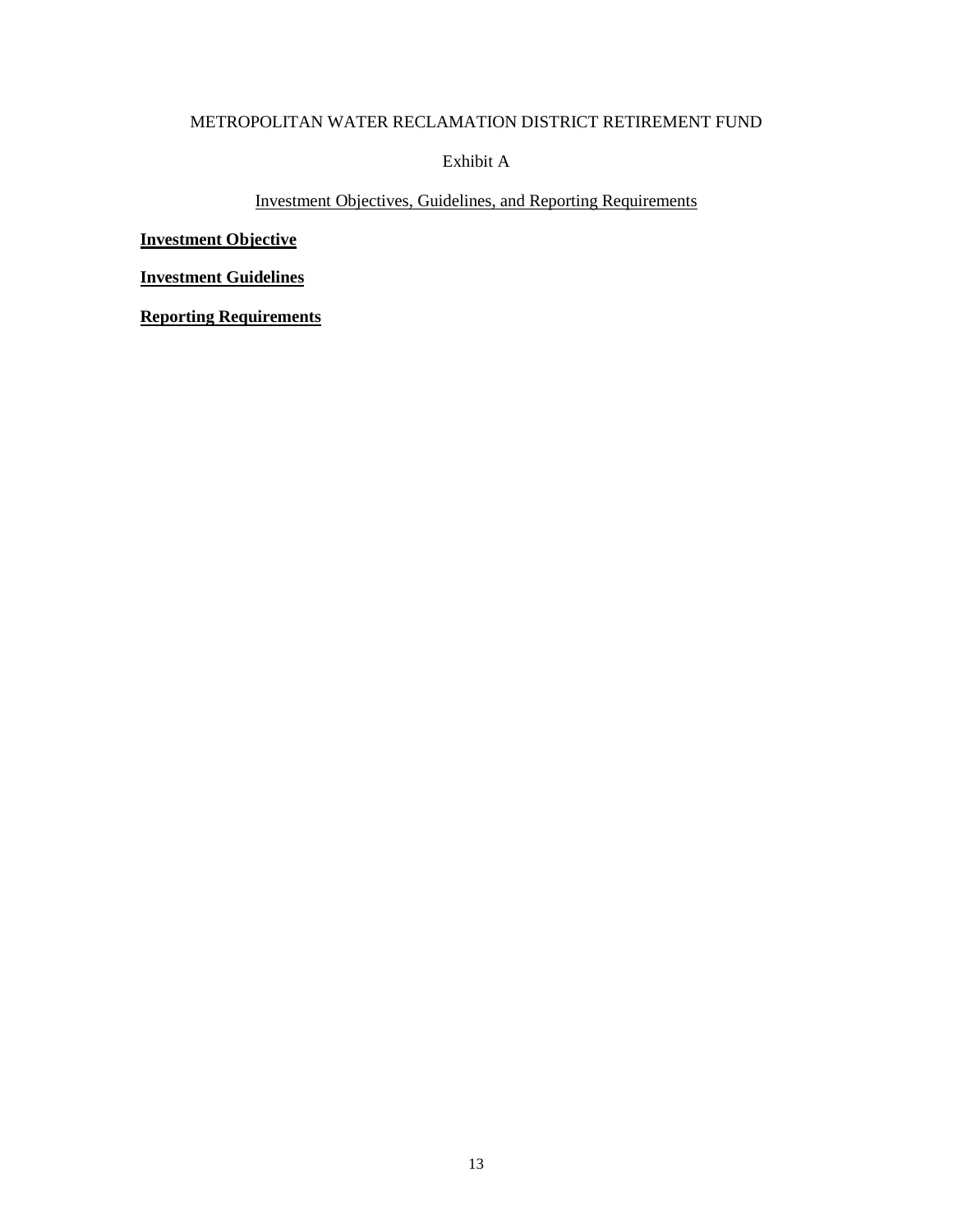METROPOLITAN WATER RECLAMATION DISTRICT RETIREMENT FUND

Exhibit A

Investment Objectives, Guidelines, and Reporting Requirements

**Investment Objective**

**Investment Guidelines**

**Reporting Requirements**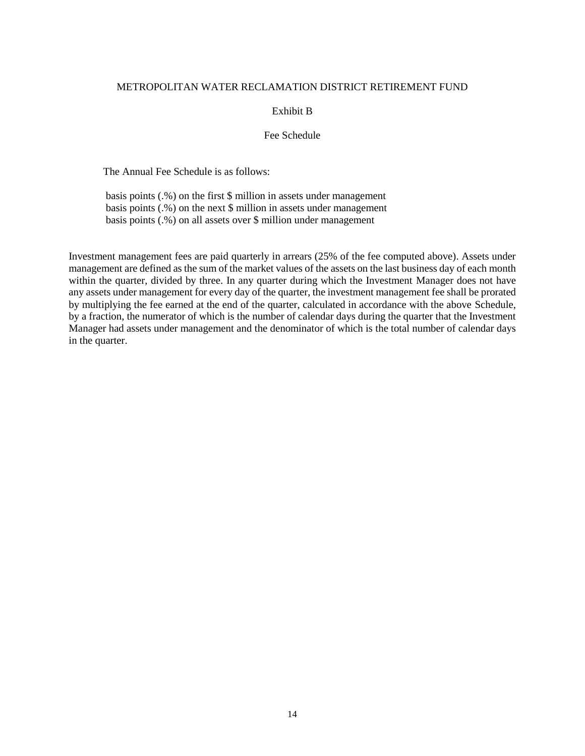METROPOLITAN WATER RECLAMATION DISTRICT RETIREMENT FUND

Exhibit B

Fee Schedule

The Annual Fee Schedule is as follows:

basis points (.%) on the first $ million in assets under management
basis points (.%) on the next $ million in assets under management
basis points (.%) on all assets over $ million under management

Investment management fees are paid quarterly in arrears (25% of the fee computed above). Assets under management are defined as the sum of the market values of the assets on the last business day of each month within the quarter, divided by three. In any quarter during which the Investment Manager does not have any assets under management for every day of the quarter, the investment management fee shall be prorated by multiplying the fee earned at the end of the quarter, calculated in accordance with the above Schedule, by a fraction, the numerator of which is the number of calendar days during the quarter that the Investment Manager had assets under management and the denominator of which is the total number of calendar days in the quarter.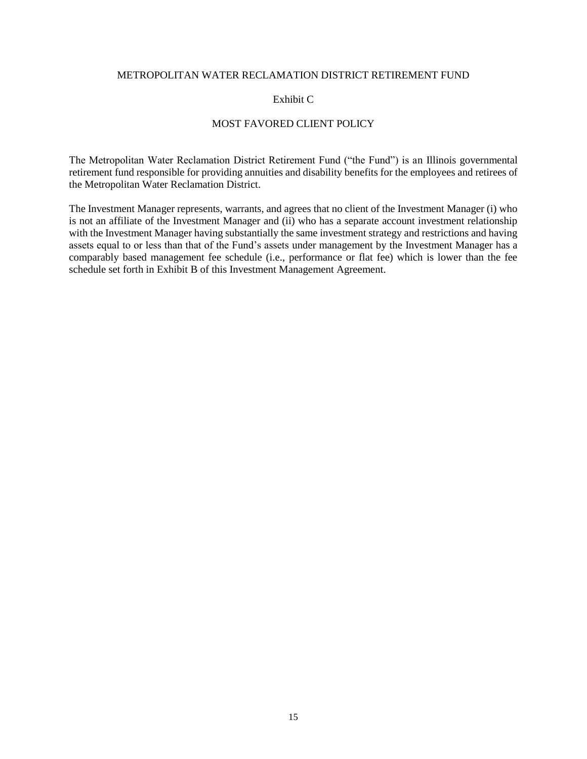# METROPOLITAN WATER RECLAMATION DISTRICT RETIREMENT FUND

## Exhibit C

## MOST FAVORED CLIENT POLICY

The Metropolitan Water Reclamation District Retirement Fund ("the Fund") is an Illinois governmental retirement fund responsible for providing annuities and disability benefits for the employees and retirees of the Metropolitan Water Reclamation District.

The Investment Manager represents, warrants, and agrees that no client of the Investment Manager (i) who is not an affiliate of the Investment Manager and (ii) who has a separate account investment relationship with the Investment Manager having substantially the same investment strategy and restrictions and having assets equal to or less than that of the Fund's assets under management by the Investment Manager has a comparably based management fee schedule (i.e., performance or flat fee) which is lower than the fee schedule set forth in Exhibit B of this Investment Management Agreement.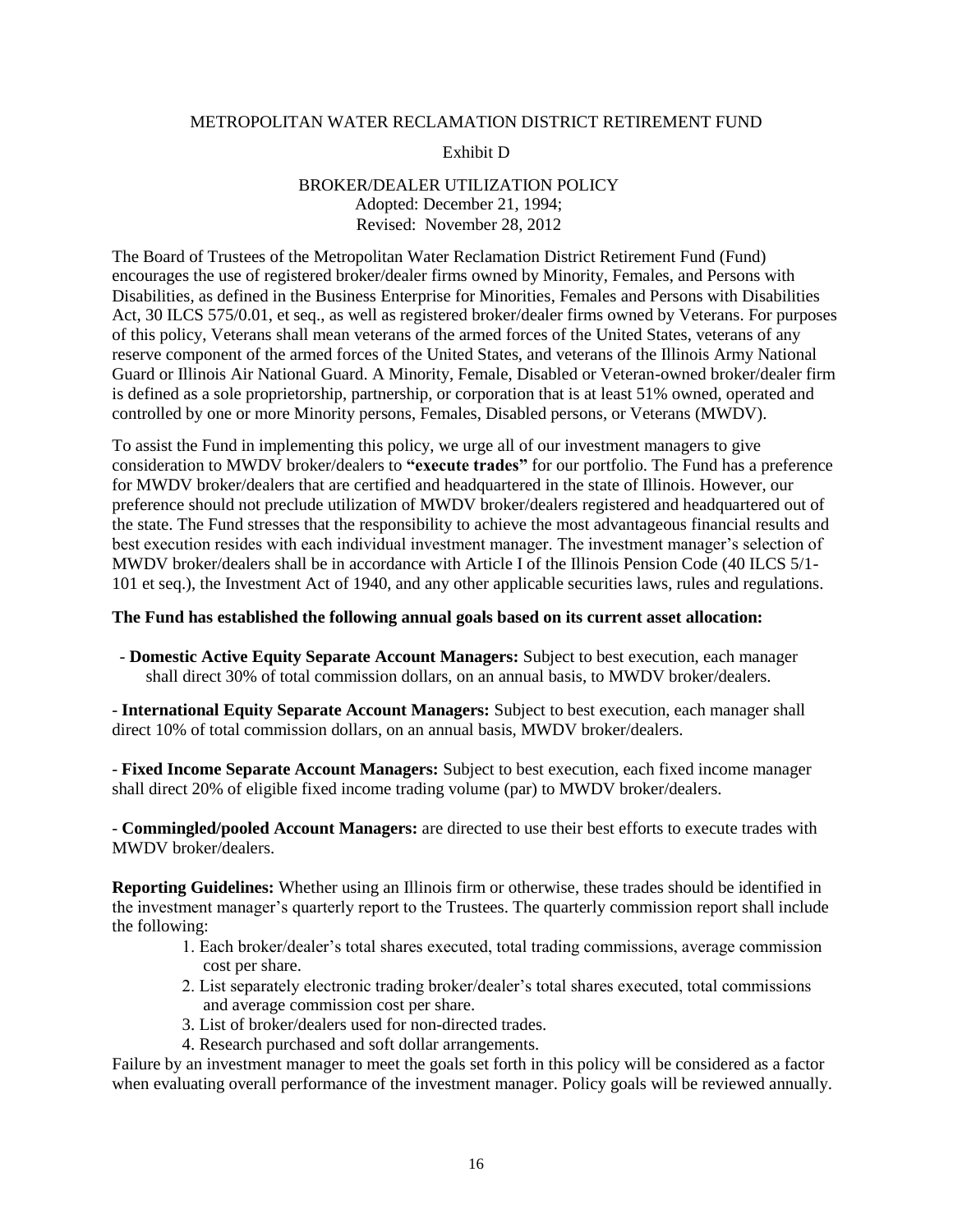METROPOLITAN WATER RECLAMATION DISTRICT RETIREMENT FUND

Exhibit D

BROKER/DEALER UTILIZATION POLICY
Adopted: December 21, 1994;
Revised: November 28, 2012

The Board of Trustees of the Metropolitan Water Reclamation District Retirement Fund (Fund) encourages the use of registered broker/dealer firms owned by Minority, Females, and Persons with Disabilities, as defined in the Business Enterprise for Minorities, Females and Persons with Disabilities Act, 30 ILCS 575/0.01, et seq., as well as registered broker/dealer firms owned by Veterans. For purposes of this policy, Veterans shall mean veterans of the armed forces of the United States, veterans of any reserve component of the armed forces of the United States, and veterans of the Illinois Army National Guard or Illinois Air National Guard. A Minority, Female, Disabled or Veteran-owned broker/dealer firm is defined as a sole proprietorship, partnership, or corporation that is at least 51% owned, operated and controlled by one or more Minority persons, Females, Disabled persons, or Veterans (MWDV).

To assist the Fund in implementing this policy, we urge all of our investment managers to give consideration to MWDV broker/dealers to **"execute trades"** for our portfolio. The Fund has a preference for MWDV broker/dealers that are certified and headquartered in the state of Illinois. However, our preference should not preclude utilization of MWDV broker/dealers registered and headquartered out of the state. The Fund stresses that the responsibility to achieve the most advantageous financial results and best execution resides with each individual investment manager. The investment manager's selection of MWDV broker/dealers shall be in accordance with Article I of the Illinois Pension Code (40 ILCS 5/1-101 et seq.), the Investment Act of 1940, and any other applicable securities laws, rules and regulations.

**The Fund has established the following annual goals based on its current asset allocation:**

- **Domestic Active Equity Separate Account Managers:** Subject to best execution, each manager shall direct 30% of total commission dollars, on an annual basis, to MWDV broker/dealers.

- **International Equity Separate Account Managers:** Subject to best execution, each manager shall direct 10% of total commission dollars, on an annual basis, MWDV broker/dealers.

- **Fixed Income Separate Account Managers:** Subject to best execution, each fixed income manager shall direct 20% of eligible fixed income trading volume (par) to MWDV broker/dealers.

- **Commingled/pooled Account Managers:** are directed to use their best efforts to execute trades with MWDV broker/dealers.

**Reporting Guidelines:** Whether using an Illinois firm or otherwise, these trades should be identified in the investment manager's quarterly report to the Trustees. The quarterly commission report shall include the following:

1. Each broker/dealer's total shares executed, total trading commissions, average commission cost per share.
2. List separately electronic trading broker/dealer's total shares executed, total commissions and average commission cost per share.
3. List of broker/dealers used for non-directed trades.
4. Research purchased and soft dollar arrangements.

Failure by an investment manager to meet the goals set forth in this policy will be considered as a factor when evaluating overall performance of the investment manager. Policy goals will be reviewed annually.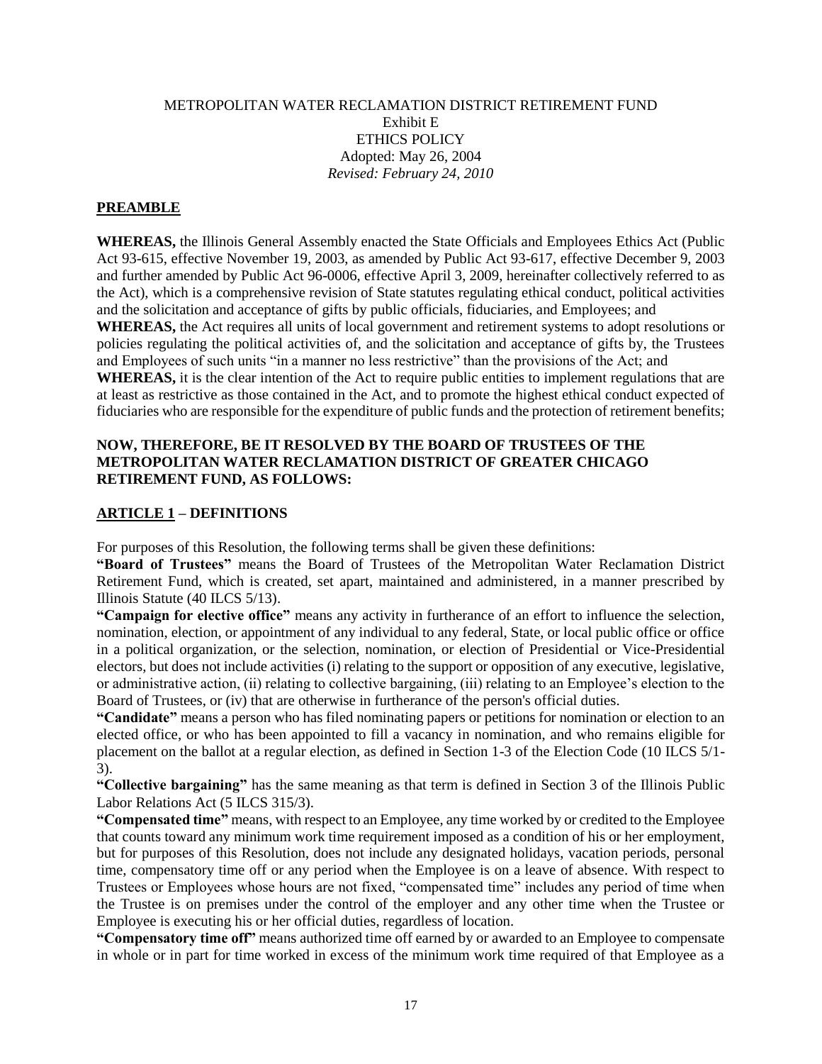METROPOLITAN WATER RECLAMATION DISTRICT RETIREMENT FUND
Exhibit E
ETHICS POLICY
Adopted: May 26, 2004
*Revised: February 24, 2010*

## PREAMBLE

**WHEREAS,** the Illinois General Assembly enacted the State Officials and Employees Ethics Act (Public Act 93-615, effective November 19, 2003, as amended by Public Act 93-617, effective December 9, 2003 and further amended by Public Act 96-0006, effective April 3, 2009, hereinafter collectively referred to as the Act), which is a comprehensive revision of State statutes regulating ethical conduct, political activities and the solicitation and acceptance of gifts by public officials, fiduciaries, and Employees; and

**WHEREAS,** the Act requires all units of local government and retirement systems to adopt resolutions or policies regulating the political activities of, and the solicitation and acceptance of gifts by, the Trustees and Employees of such units "in a manner no less restrictive" than the provisions of the Act; and

**WHEREAS,** it is the clear intention of the Act to require public entities to implement regulations that are at least as restrictive as those contained in the Act, and to promote the highest ethical conduct expected of fiduciaries who are responsible for the expenditure of public funds and the protection of retirement benefits;

**NOW, THEREFORE, BE IT RESOLVED BY THE BOARD OF TRUSTEES OF THE METROPOLITAN WATER RECLAMATION DISTRICT OF GREATER CHICAGO RETIREMENT FUND, AS FOLLOWS:**

## ARTICLE 1 – DEFINITIONS

For purposes of this Resolution, the following terms shall be given these definitions:

**"Board of Trustees"** means the Board of Trustees of the Metropolitan Water Reclamation District Retirement Fund, which is created, set apart, maintained and administered, in a manner prescribed by Illinois Statute (40 ILCS 5/13).

**"Campaign for elective office"** means any activity in furtherance of an effort to influence the selection, nomination, election, or appointment of any individual to any federal, State, or local public office or office in a political organization, or the selection, nomination, or election of Presidential or Vice-Presidential electors, but does not include activities (i) relating to the support or opposition of any executive, legislative, or administrative action, (ii) relating to collective bargaining, (iii) relating to an Employee's election to the Board of Trustees, or (iv) that are otherwise in furtherance of the person's official duties.

**"Candidate"** means a person who has filed nominating papers or petitions for nomination or election to an elected office, or who has been appointed to fill a vacancy in nomination, and who remains eligible for placement on the ballot at a regular election, as defined in Section 1-3 of the Election Code (10 ILCS 5/1-3).

**"Collective bargaining"** has the same meaning as that term is defined in Section 3 of the Illinois Public Labor Relations Act (5 ILCS 315/3).

**"Compensated time"** means, with respect to an Employee, any time worked by or credited to the Employee that counts toward any minimum work time requirement imposed as a condition of his or her employment, but for purposes of this Resolution, does not include any designated holidays, vacation periods, personal time, compensatory time off or any period when the Employee is on a leave of absence. With respect to Trustees or Employees whose hours are not fixed, "compensated time" includes any period of time when the Trustee is on premises under the control of the employer and any other time when the Trustee or Employee is executing his or her official duties, regardless of location.

**"Compensatory time off"** means authorized time off earned by or awarded to an Employee to compensate in whole or in part for time worked in excess of the minimum work time required of that Employee as a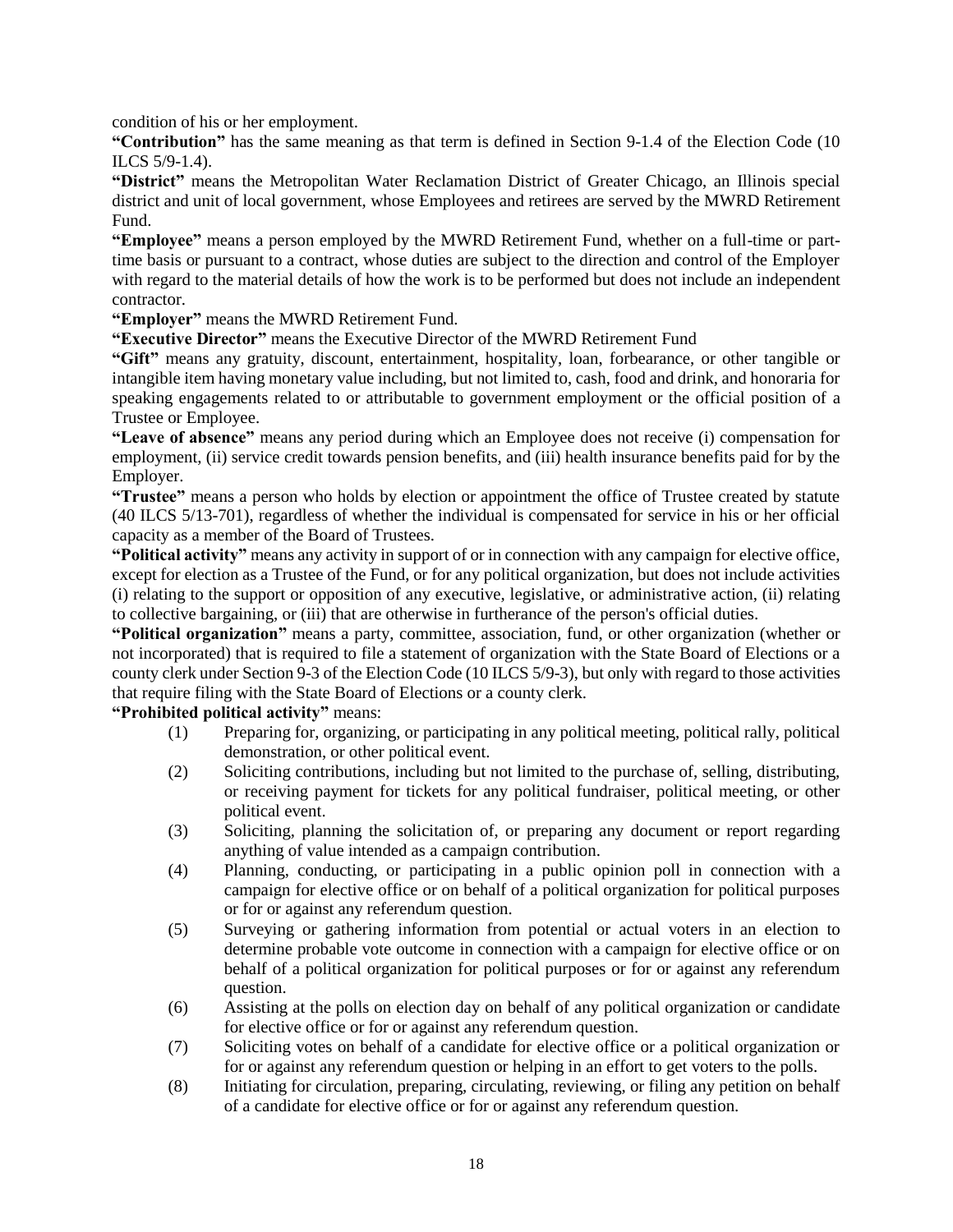condition of his or her employment.

**"Contribution"** has the same meaning as that term is defined in Section 9-1.4 of the Election Code (10 ILCS 5/9-1.4).

**"District"** means the Metropolitan Water Reclamation District of Greater Chicago, an Illinois special district and unit of local government, whose Employees and retirees are served by the MWRD Retirement Fund.

**"Employee"** means a person employed by the MWRD Retirement Fund, whether on a full-time or part-time basis or pursuant to a contract, whose duties are subject to the direction and control of the Employer with regard to the material details of how the work is to be performed but does not include an independent contractor.

**"Employer"** means the MWRD Retirement Fund.

**"Executive Director"** means the Executive Director of the MWRD Retirement Fund

**"Gift"** means any gratuity, discount, entertainment, hospitality, loan, forbearance, or other tangible or intangible item having monetary value including, but not limited to, cash, food and drink, and honoraria for speaking engagements related to or attributable to government employment or the official position of a Trustee or Employee.

**"Leave of absence"** means any period during which an Employee does not receive (i) compensation for employment, (ii) service credit towards pension benefits, and (iii) health insurance benefits paid for by the Employer.

**"Trustee"** means a person who holds by election or appointment the office of Trustee created by statute (40 ILCS 5/13-701), regardless of whether the individual is compensated for service in his or her official capacity as a member of the Board of Trustees.

**"Political activity"** means any activity in support of or in connection with any campaign for elective office, except for election as a Trustee of the Fund, or for any political organization, but does not include activities (i) relating to the support or opposition of any executive, legislative, or administrative action, (ii) relating to collective bargaining, or (iii) that are otherwise in furtherance of the person's official duties.

**"Political organization"** means a party, committee, association, fund, or other organization (whether or not incorporated) that is required to file a statement of organization with the State Board of Elections or a county clerk under Section 9-3 of the Election Code (10 ILCS 5/9-3), but only with regard to those activities that require filing with the State Board of Elections or a county clerk.

**"Prohibited political activity"** means:

(1) Preparing for, organizing, or participating in any political meeting, political rally, political demonstration, or other political event.

(2) Soliciting contributions, including but not limited to the purchase of, selling, distributing, or receiving payment for tickets for any political fundraiser, political meeting, or other political event.

(3) Soliciting, planning the solicitation of, or preparing any document or report regarding anything of value intended as a campaign contribution.

(4) Planning, conducting, or participating in a public opinion poll in connection with a campaign for elective office or on behalf of a political organization for political purposes or for or against any referendum question.

(5) Surveying or gathering information from potential or actual voters in an election to determine probable vote outcome in connection with a campaign for elective office or on behalf of a political organization for political purposes or for or against any referendum question.

(6) Assisting at the polls on election day on behalf of any political organization or candidate for elective office or for or against any referendum question.

(7) Soliciting votes on behalf of a candidate for elective office or a political organization or for or against any referendum question or helping in an effort to get voters to the polls.

(8) Initiating for circulation, preparing, circulating, reviewing, or filing any petition on behalf of a candidate for elective office or for or against any referendum question.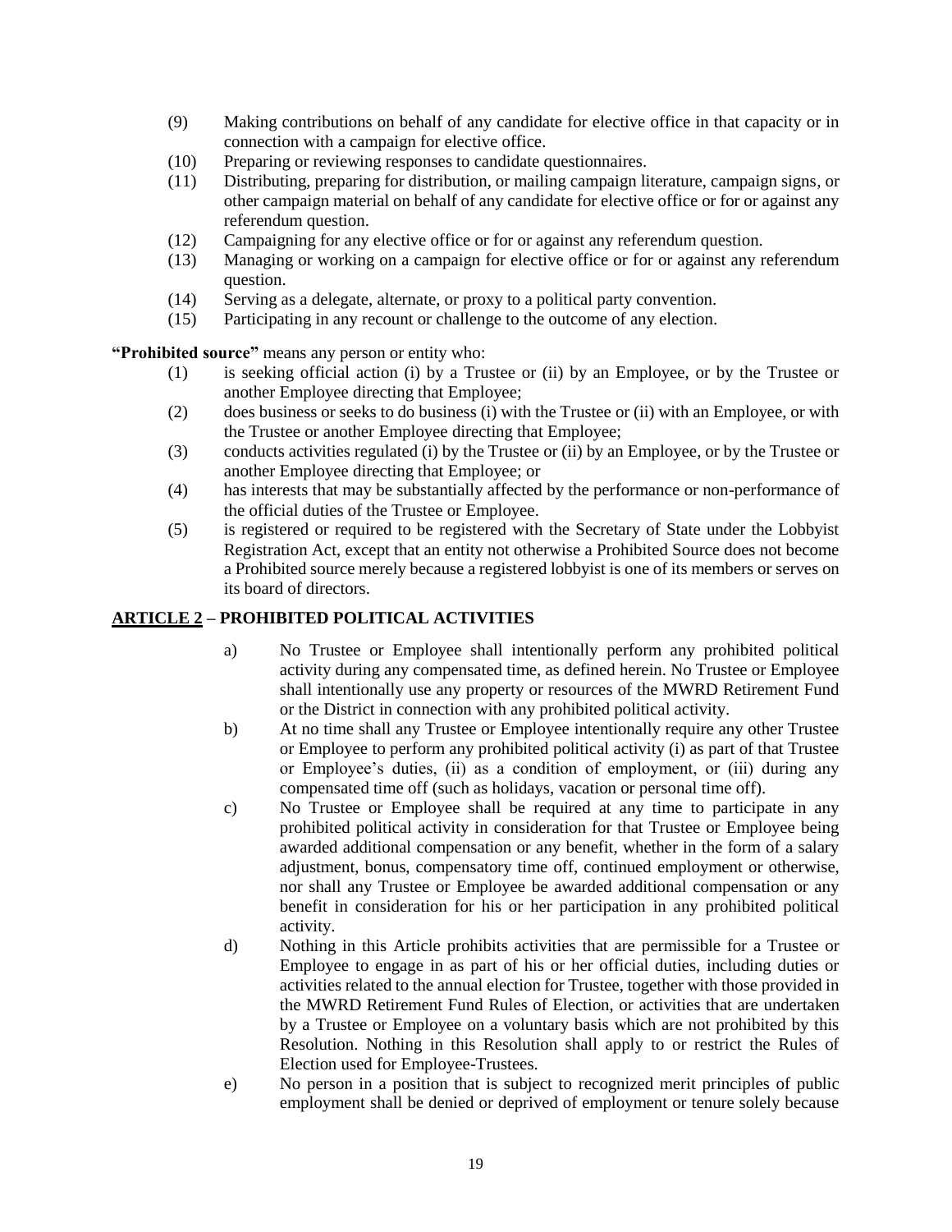(9) Making contributions on behalf of any candidate for elective office in that capacity or in connection with a campaign for elective office.

(10) Preparing or reviewing responses to candidate questionnaires.

(11) Distributing, preparing for distribution, or mailing campaign literature, campaign signs, or other campaign material on behalf of any candidate for elective office or for or against any referendum question.

(12) Campaigning for any elective office or for or against any referendum question.

(13) Managing or working on a campaign for elective office or for or against any referendum question.

(14) Serving as a delegate, alternate, or proxy to a political party convention.

(15) Participating in any recount or challenge to the outcome of any election.

**"Prohibited source"** means any person or entity who:

(1) is seeking official action (i) by a Trustee or (ii) by an Employee, or by the Trustee or another Employee directing that Employee;

(2) does business or seeks to do business (i) with the Trustee or (ii) with an Employee, or with the Trustee or another Employee directing that Employee;

(3) conducts activities regulated (i) by the Trustee or (ii) by an Employee, or by the Trustee or another Employee directing that Employee; or

(4) has interests that may be substantially affected by the performance or non-performance of the official duties of the Trustee or Employee.

(5) is registered or required to be registered with the Secretary of State under the Lobbyist Registration Act, except that an entity not otherwise a Prohibited Source does not become a Prohibited source merely because a registered lobbyist is one of its members or serves on its board of directors.

## <u>ARTICLE 2</u> – PROHIBITED POLITICAL ACTIVITIES

a) No Trustee or Employee shall intentionally perform any prohibited political activity during any compensated time, as defined herein. No Trustee or Employee shall intentionally use any property or resources of the MWRD Retirement Fund or the District in connection with any prohibited political activity.

b) At no time shall any Trustee or Employee intentionally require any other Trustee or Employee to perform any prohibited political activity (i) as part of that Trustee or Employee's duties, (ii) as a condition of employment, or (iii) during any compensated time off (such as holidays, vacation or personal time off).

c) No Trustee or Employee shall be required at any time to participate in any prohibited political activity in consideration for that Trustee or Employee being awarded additional compensation or any benefit, whether in the form of a salary adjustment, bonus, compensatory time off, continued employment or otherwise, nor shall any Trustee or Employee be awarded additional compensation or any benefit in consideration for his or her participation in any prohibited political activity.

d) Nothing in this Article prohibits activities that are permissible for a Trustee or Employee to engage in as part of his or her official duties, including duties or activities related to the annual election for Trustee, together with those provided in the MWRD Retirement Fund Rules of Election, or activities that are undertaken by a Trustee or Employee on a voluntary basis which are not prohibited by this Resolution. Nothing in this Resolution shall apply to or restrict the Rules of Election used for Employee-Trustees.

e) No person in a position that is subject to recognized merit principles of public employment shall be denied or deprived of employment or tenure solely because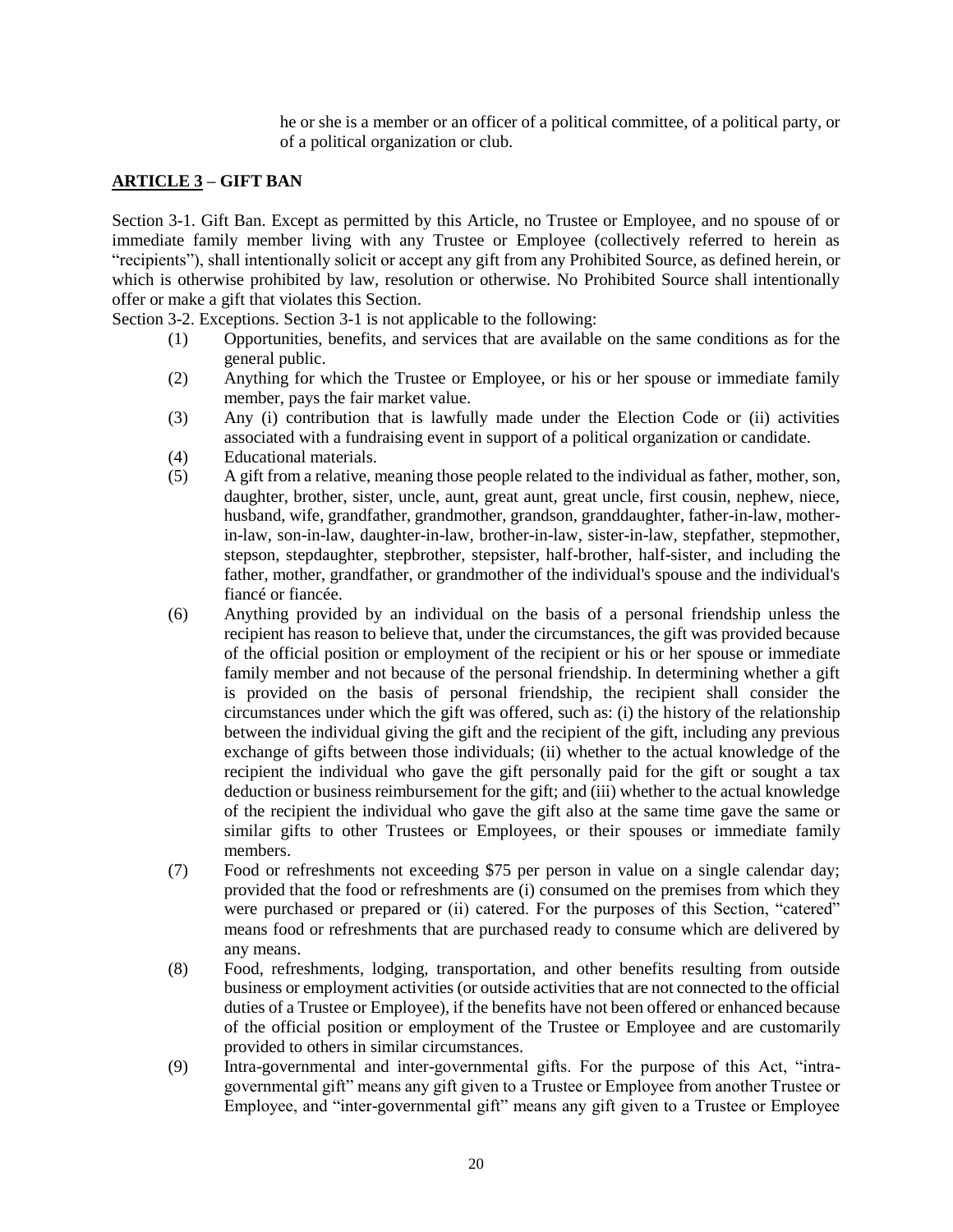he or she is a member or an officer of a political committee, of a political party, or of a political organization or club.

## ARTICLE 3 – GIFT BAN

Section 3-1. Gift Ban. Except as permitted by this Article, no Trustee or Employee, and no spouse of or immediate family member living with any Trustee or Employee (collectively referred to herein as "recipients"), shall intentionally solicit or accept any gift from any Prohibited Source, as defined herein, or which is otherwise prohibited by law, resolution or otherwise. No Prohibited Source shall intentionally offer or make a gift that violates this Section.

Section 3-2. Exceptions. Section 3-1 is not applicable to the following:

(1) Opportunities, benefits, and services that are available on the same conditions as for the general public.

(2) Anything for which the Trustee or Employee, or his or her spouse or immediate family member, pays the fair market value.

(3) Any (i) contribution that is lawfully made under the Election Code or (ii) activities associated with a fundraising event in support of a political organization or candidate.

(4) Educational materials.

(5) A gift from a relative, meaning those people related to the individual as father, mother, son, daughter, brother, sister, uncle, aunt, great aunt, great uncle, first cousin, nephew, niece, husband, wife, grandfather, grandmother, grandson, granddaughter, father-in-law, mother-in-law, son-in-law, daughter-in-law, brother-in-law, sister-in-law, stepfather, stepmother, stepson, stepdaughter, stepbrother, stepsister, half-brother, half-sister, and including the father, mother, grandfather, or grandmother of the individual's spouse and the individual's fiancé or fiancée.

(6) Anything provided by an individual on the basis of a personal friendship unless the recipient has reason to believe that, under the circumstances, the gift was provided because of the official position or employment of the recipient or his or her spouse or immediate family member and not because of the personal friendship. In determining whether a gift is provided on the basis of personal friendship, the recipient shall consider the circumstances under which the gift was offered, such as: (i) the history of the relationship between the individual giving the gift and the recipient of the gift, including any previous exchange of gifts between those individuals; (ii) whether to the actual knowledge of the recipient the individual who gave the gift personally paid for the gift or sought a tax deduction or business reimbursement for the gift; and (iii) whether to the actual knowledge of the recipient the individual who gave the gift also at the same time gave the same or similar gifts to other Trustees or Employees, or their spouses or immediate family members.

(7) Food or refreshments not exceeding $75 per person in value on a single calendar day; provided that the food or refreshments are (i) consumed on the premises from which they were purchased or prepared or (ii) catered. For the purposes of this Section, "catered" means food or refreshments that are purchased ready to consume which are delivered by any means.

(8) Food, refreshments, lodging, transportation, and other benefits resulting from outside business or employment activities (or outside activities that are not connected to the official duties of a Trustee or Employee), if the benefits have not been offered or enhanced because of the official position or employment of the Trustee or Employee and are customarily provided to others in similar circumstances.

(9) Intra-governmental and inter-governmental gifts. For the purpose of this Act, "intra-governmental gift" means any gift given to a Trustee or Employee from another Trustee or Employee, and "inter-governmental gift" means any gift given to a Trustee or Employee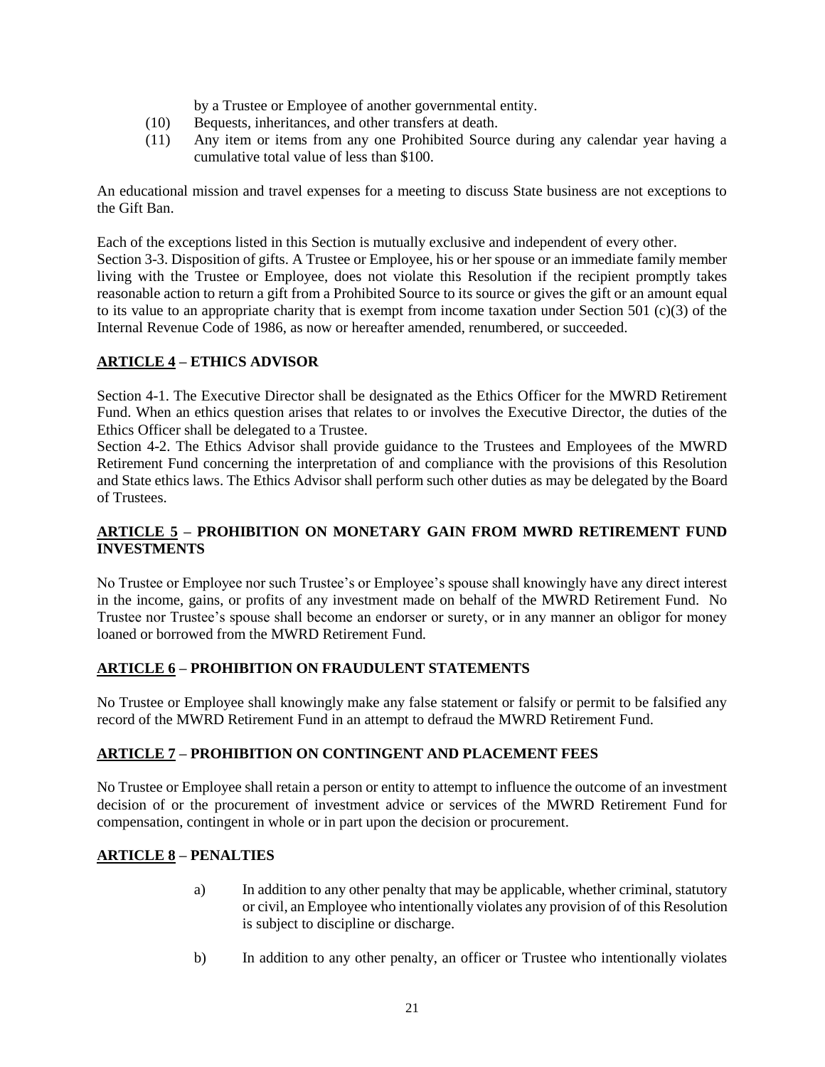by a Trustee or Employee of another governmental entity.

(10) Bequests, inheritances, and other transfers at death.

(11) Any item or items from any one Prohibited Source during any calendar year having a cumulative total value of less than $100.

An educational mission and travel expenses for a meeting to discuss State business are not exceptions to the Gift Ban.

Each of the exceptions listed in this Section is mutually exclusive and independent of every other.

Section 3-3. Disposition of gifts. A Trustee or Employee, his or her spouse or an immediate family member living with the Trustee or Employee, does not violate this Resolution if the recipient promptly takes reasonable action to return a gift from a Prohibited Source to its source or gives the gift or an amount equal to its value to an appropriate charity that is exempt from income taxation under Section 501 (c)(3) of the Internal Revenue Code of 1986, as now or hereafter amended, renumbered, or succeeded.

## ARTICLE 4 – ETHICS ADVISOR

Section 4-1. The Executive Director shall be designated as the Ethics Officer for the MWRD Retirement Fund. When an ethics question arises that relates to or involves the Executive Director, the duties of the Ethics Officer shall be delegated to a Trustee.

Section 4-2. The Ethics Advisor shall provide guidance to the Trustees and Employees of the MWRD Retirement Fund concerning the interpretation of and compliance with the provisions of this Resolution and State ethics laws. The Ethics Advisor shall perform such other duties as may be delegated by the Board of Trustees.

## ARTICLE 5 – PROHIBITION ON MONETARY GAIN FROM MWRD RETIREMENT FUND INVESTMENTS

No Trustee or Employee nor such Trustee's or Employee's spouse shall knowingly have any direct interest in the income, gains, or profits of any investment made on behalf of the MWRD Retirement Fund. No Trustee nor Trustee's spouse shall become an endorser or surety, or in any manner an obligor for money loaned or borrowed from the MWRD Retirement Fund.

## ARTICLE 6 – PROHIBITION ON FRAUDULENT STATEMENTS

No Trustee or Employee shall knowingly make any false statement or falsify or permit to be falsified any record of the MWRD Retirement Fund in an attempt to defraud the MWRD Retirement Fund.

## ARTICLE 7 – PROHIBITION ON CONTINGENT AND PLACEMENT FEES

No Trustee or Employee shall retain a person or entity to attempt to influence the outcome of an investment decision of or the procurement of investment advice or services of the MWRD Retirement Fund for compensation, contingent in whole or in part upon the decision or procurement.

## ARTICLE 8 – PENALTIES

a) In addition to any other penalty that may be applicable, whether criminal, statutory or civil, an Employee who intentionally violates any provision of of this Resolution is subject to discipline or discharge.

b) In addition to any other penalty, an officer or Trustee who intentionally violates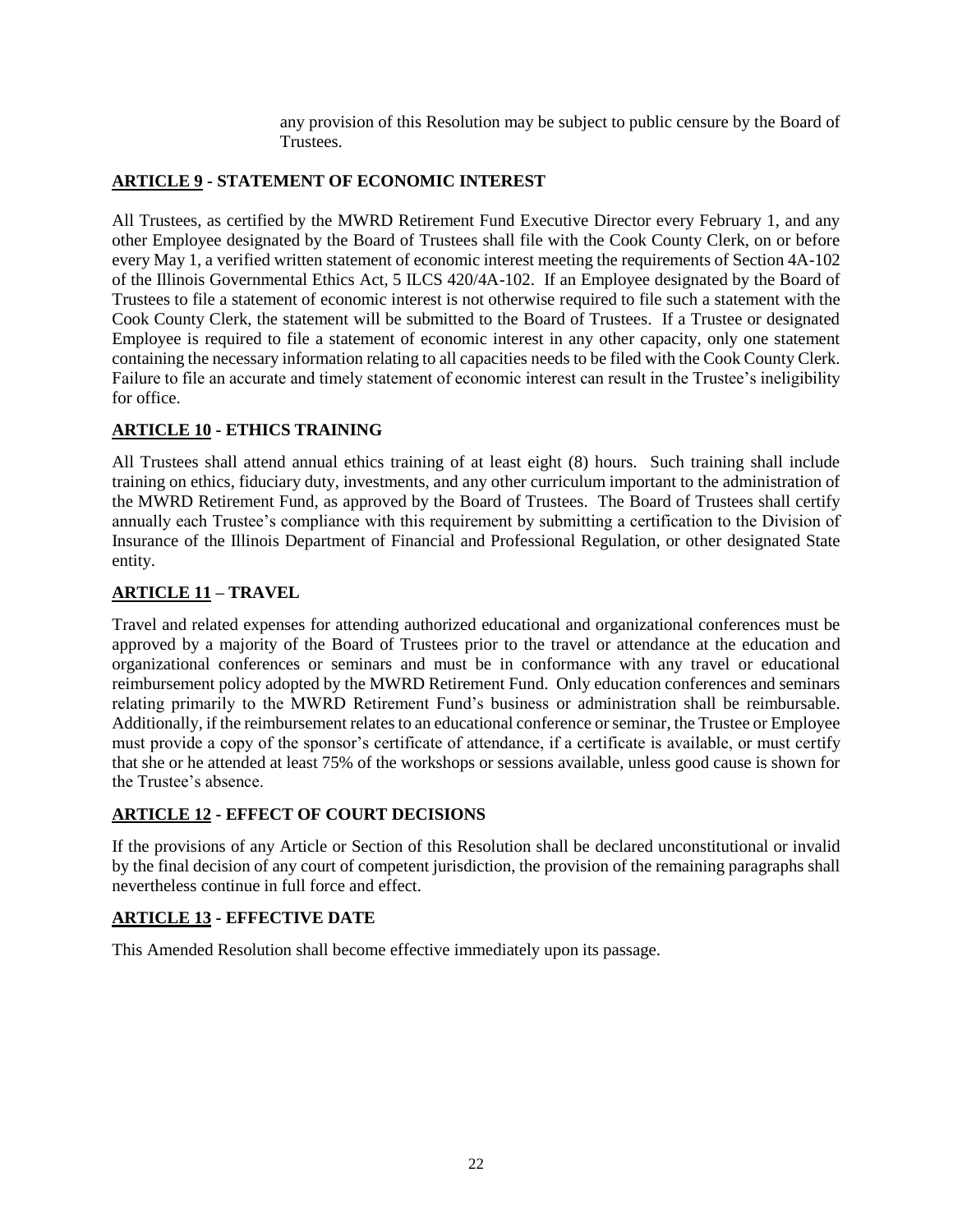any provision of this Resolution may be subject to public censure by the Board of Trustees.

## ARTICLE 9 - STATEMENT OF ECONOMIC INTEREST

All Trustees, as certified by the MWRD Retirement Fund Executive Director every February 1, and any other Employee designated by the Board of Trustees shall file with the Cook County Clerk, on or before every May 1, a verified written statement of economic interest meeting the requirements of Section 4A-102 of the Illinois Governmental Ethics Act, 5 ILCS 420/4A-102. If an Employee designated by the Board of Trustees to file a statement of economic interest is not otherwise required to file such a statement with the Cook County Clerk, the statement will be submitted to the Board of Trustees. If a Trustee or designated Employee is required to file a statement of economic interest in any other capacity, only one statement containing the necessary information relating to all capacities needs to be filed with the Cook County Clerk. Failure to file an accurate and timely statement of economic interest can result in the Trustee's ineligibility for office.

## ARTICLE 10 - ETHICS TRAINING

All Trustees shall attend annual ethics training of at least eight (8) hours. Such training shall include training on ethics, fiduciary duty, investments, and any other curriculum important to the administration of the MWRD Retirement Fund, as approved by the Board of Trustees. The Board of Trustees shall certify annually each Trustee's compliance with this requirement by submitting a certification to the Division of Insurance of the Illinois Department of Financial and Professional Regulation, or other designated State entity.

## ARTICLE 11 – TRAVEL

Travel and related expenses for attending authorized educational and organizational conferences must be approved by a majority of the Board of Trustees prior to the travel or attendance at the education and organizational conferences or seminars and must be in conformance with any travel or educational reimbursement policy adopted by the MWRD Retirement Fund. Only education conferences and seminars relating primarily to the MWRD Retirement Fund's business or administration shall be reimbursable. Additionally, if the reimbursement relates to an educational conference or seminar, the Trustee or Employee must provide a copy of the sponsor's certificate of attendance, if a certificate is available, or must certify that she or he attended at least 75% of the workshops or sessions available, unless good cause is shown for the Trustee's absence.

## ARTICLE 12 - EFFECT OF COURT DECISIONS

If the provisions of any Article or Section of this Resolution shall be declared unconstitutional or invalid by the final decision of any court of competent jurisdiction, the provision of the remaining paragraphs shall nevertheless continue in full force and effect.

## ARTICLE 13 - EFFECTIVE DATE

This Amended Resolution shall become effective immediately upon its passage.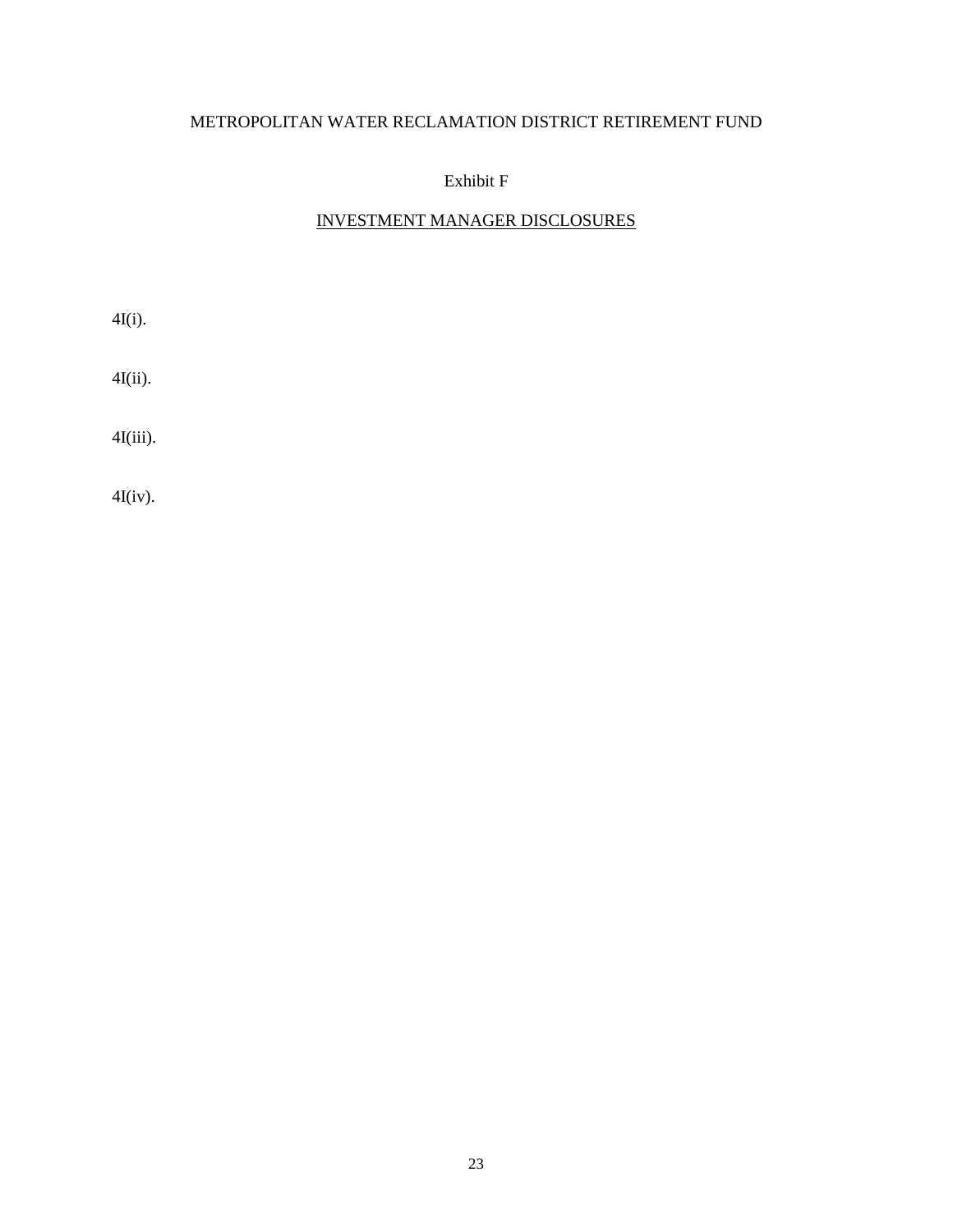METROPOLITAN WATER RECLAMATION DISTRICT RETIREMENT FUND

Exhibit F

INVESTMENT MANAGER DISCLOSURES

4I(i).

4I(ii).

4I(iii).

4I(iv).